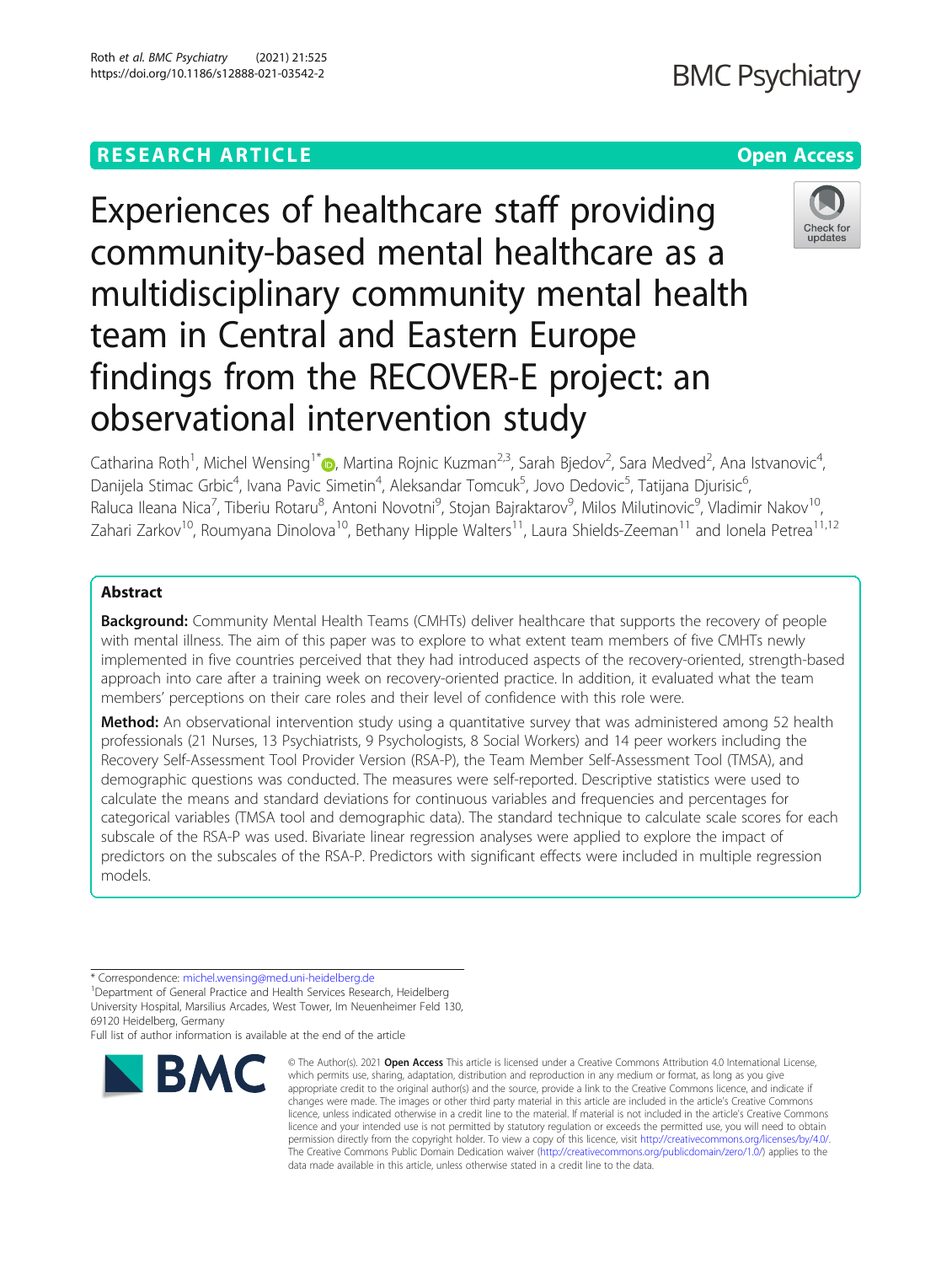RESEARCH ARTICLE

Open Access

# Experiences of healthcare staff providing community-based mental healthcare as a multidisciplinary community mental health team in Central and Eastern Europe findings from the RECOVER-E project: an observational intervention study

Catharina Roth[1], Michel Wensing[1*], Martina Rojnic Kuzman[2,3], Sarah Bjedov[2], Sara Medved[2], Ana Istvanovic[4], Danijela Stimac Grbic[4], Ivana Pavic Simetin[4], Aleksandar Tomcuk[5], Jovo Dedovic[5], Tatijana Djurisic[6], Raluca Ileana Nica[7], Tiberiu Rotaru[8], Antoni Novotni[9], Stojan Bajraktarov[9], Milos Milutinovic[9], Vladimir Nakov[10], Zahari Zarkov[10], Roumyana Dinolova[10], Bethany Hipple Walters[11], Laura Shields-Zeeman[11] and Ionela Petrea[11,12]

## Abstract

**Background:** Community Mental Health Teams (CMHTs) deliver healthcare that supports the recovery of people with mental illness. The aim of this paper was to explore to what extent team members of five CMHTs newly implemented in five countries perceived that they had introduced aspects of the recovery-oriented, strength-based approach into care after a training week on recovery-oriented practice. In addition, it evaluated what the team members' perceptions on their care roles and their level of confidence with this role were.

**Method:** An observational intervention study using a quantitative survey that was administered among 52 health professionals (21 Nurses, 13 Psychiatrists, 9 Psychologists, 8 Social Workers) and 14 peer workers including the Recovery Self-Assessment Tool Provider Version (RSA-P), the Team Member Self-Assessment Tool (TMSA), and demographic questions was conducted. The measures were self-reported. Descriptive statistics were used to calculate the means and standard deviations for continuous variables and frequencies and percentages for categorical variables (TMSA tool and demographic data). The standard technique to calculate scale scores for each subscale of the RSA-P was used. Bivariate linear regression analyses were applied to explore the impact of predictors on the subscales of the RSA-P. Predictors with significant effects were included in multiple regression models.

\* Correspondence: michel.wensing@med.uni-heidelberg.de
[1]Department of General Practice and Health Services Research, Heidelberg University Hospital, Marsilius Arcades, West Tower, Im Neuenheimer Feld 130, 69120 Heidelberg, Germany
Full list of author information is available at the end of the article

© The Author(s). 2021 **Open Access** This article is licensed under a Creative Commons Attribution 4.0 International License, which permits use, sharing, adaptation, distribution and reproduction in any medium or format, as long as you give appropriate credit to the original author(s) and the source, provide a link to the Creative Commons licence, and indicate if changes were made. The images or other third party material in this article are included in the article's Creative Commons licence, unless indicated otherwise in a credit line to the material. If material is not included in the article's Creative Commons licence and your intended use is not permitted by statutory regulation or exceeds the permitted use, you will need to obtain permission directly from the copyright holder. To view a copy of this licence, visit http://creativecommons.org/licenses/by/4.0/. The Creative Commons Public Domain Dedication waiver (http://creativecommons.org/publicdomain/zero/1.0/) applies to the data made available in this article, unless otherwise stated in a credit line to the data.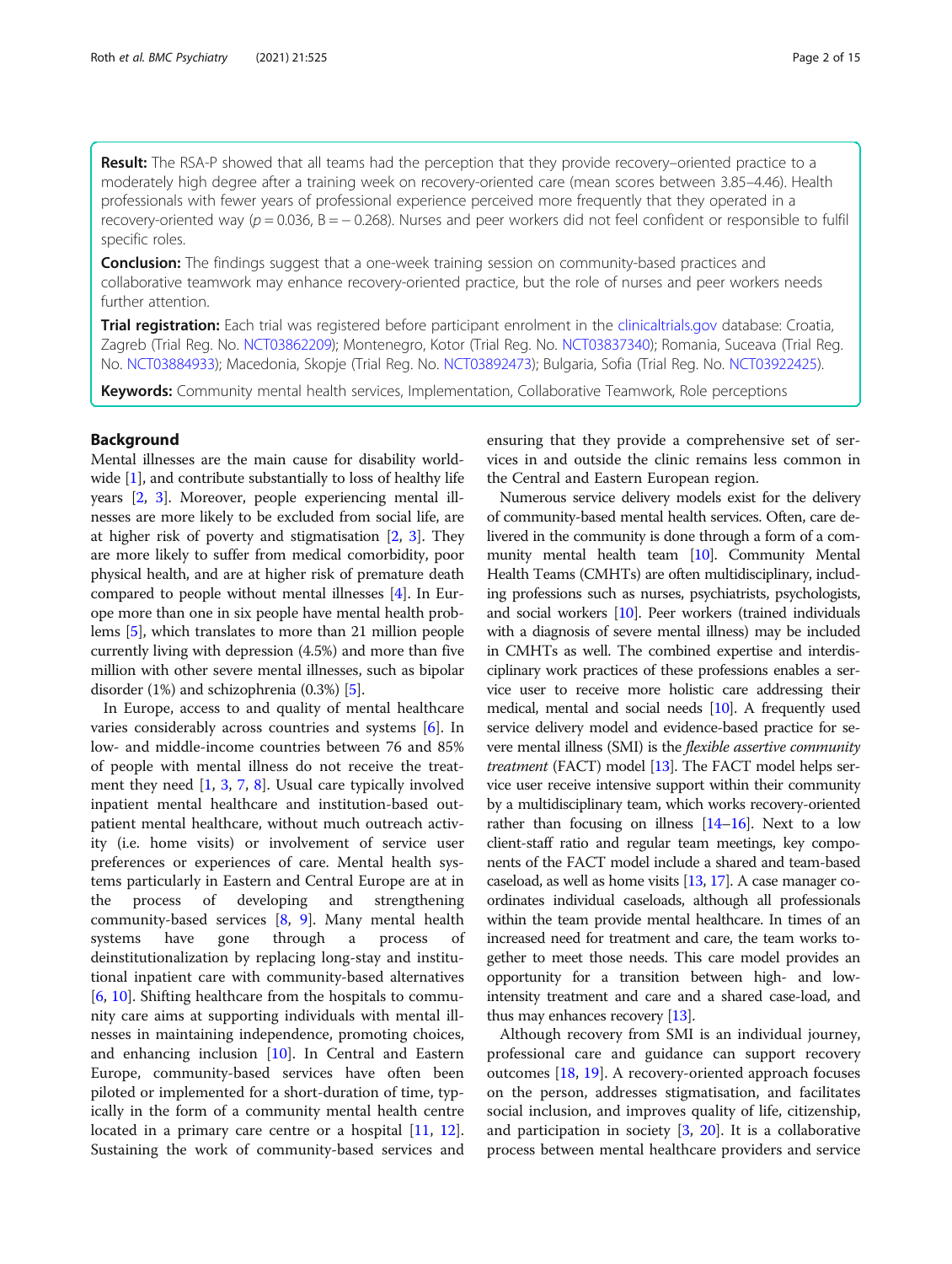**Result:** The RSA-P showed that all teams had the perception that they provide recovery–oriented practice to a moderately high degree after a training week on recovery-oriented care (mean scores between 3.85–4.46). Health professionals with fewer years of professional experience perceived more frequently that they operated in a recovery-oriented way ($p = 0.036$, $B = -0.268$). Nurses and peer workers did not feel confident or responsible to fulfil specific roles.

**Conclusion:** The findings suggest that a one-week training session on community-based practices and collaborative teamwork may enhance recovery-oriented practice, but the role of nurses and peer workers needs further attention.

**Trial registration:** Each trial was registered before participant enrolment in the clinicaltrials.gov database: Croatia, Zagreb (Trial Reg. No. NCT03862209); Montenegro, Kotor (Trial Reg. No. NCT03837340); Romania, Suceava (Trial Reg. No. NCT03884933); Macedonia, Skopje (Trial Reg. No. NCT03892473); Bulgaria, Sofia (Trial Reg. No. NCT03922425).

**Keywords:** Community mental health services, Implementation, Collaborative Teamwork, Role perceptions

## Background

Mental illnesses are the main cause for disability worldwide [1], and contribute substantially to loss of healthy life years [2, 3]. Moreover, people experiencing mental illnesses are more likely to be excluded from social life, are at higher risk of poverty and stigmatisation [2, 3]. They are more likely to suffer from medical comorbidity, poor physical health, and are at higher risk of premature death compared to people without mental illnesses [4]. In Europe more than one in six people have mental health problems [5], which translates to more than 21 million people currently living with depression (4.5%) and more than five million with other severe mental illnesses, such as bipolar disorder (1%) and schizophrenia (0.3%) [5].

In Europe, access to and quality of mental healthcare varies considerably across countries and systems [6]. In low- and middle-income countries between 76 and 85% of people with mental illness do not receive the treatment they need [1, 3, 7, 8]. Usual care typically involved inpatient mental healthcare and institution-based outpatient mental healthcare, without much outreach activity (i.e. home visits) or involvement of service user preferences or experiences of care. Mental health systems particularly in Eastern and Central Europe are at in the process of developing and strengthening community-based services [8, 9]. Many mental health systems have gone through a process of deinstitutionalization by replacing long-stay and institutional inpatient care with community-based alternatives [6, 10]. Shifting healthcare from the hospitals to community care aims at supporting individuals with mental illnesses in maintaining independence, promoting choices, and enhancing inclusion [10]. In Central and Eastern Europe, community-based services have often been piloted or implemented for a short-duration of time, typically in the form of a community mental health centre located in a primary care centre or a hospital [11, 12]. Sustaining the work of community-based services and ensuring that they provide a comprehensive set of services in and outside the clinic remains less common in the Central and Eastern European region.

Numerous service delivery models exist for the delivery of community-based mental health services. Often, care delivered in the community is done through a form of a community mental health team [10]. Community Mental Health Teams (CMHTs) are often multidisciplinary, including professions such as nurses, psychiatrists, psychologists, and social workers [10]. Peer workers (trained individuals with a diagnosis of severe mental illness) may be included in CMHTs as well. The combined expertise and interdisciplinary work practices of these professions enables a service user to receive more holistic care addressing their medical, mental and social needs [10]. A frequently used service delivery model and evidence-based practice for severe mental illness (SMI) is the *flexible assertive community treatment* (FACT) model [13]. The FACT model helps service user receive intensive support within their community by a multidisciplinary team, which works recovery-oriented rather than focusing on illness [14–16]. Next to a low client-staff ratio and regular team meetings, key components of the FACT model include a shared and team-based caseload, as well as home visits [13, 17]. A case manager coordinates individual caseloads, although all professionals within the team provide mental healthcare. In times of an increased need for treatment and care, the team works together to meet those needs. This care model provides an opportunity for a transition between high- and low-intensity treatment and care and a shared case-load, and thus may enhances recovery [13].

Although recovery from SMI is an individual journey, professional care and guidance can support recovery outcomes [18, 19]. A recovery-oriented approach focuses on the person, addresses stigmatisation, and facilitates social inclusion, and improves quality of life, citizenship, and participation in society [3, 20]. It is a collaborative process between mental healthcare providers and service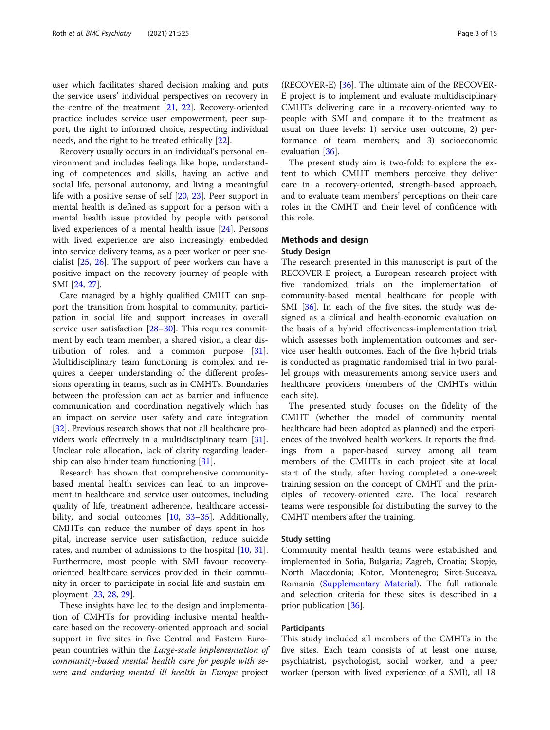user which facilitates shared decision making and puts the service users' individual perspectives on recovery in the centre of the treatment [21, 22]. Recovery-oriented practice includes service user empowerment, peer support, the right to informed choice, respecting individual needs, and the right to be treated ethically [22].

Recovery usually occurs in an individual's personal environment and includes feelings like hope, understanding of competences and skills, having an active and social life, personal autonomy, and living a meaningful life with a positive sense of self [20, 23]. Peer support in mental health is defined as support for a person with a mental health issue provided by people with personal lived experiences of a mental health issue [24]. Persons with lived experience are also increasingly embedded into service delivery teams, as a peer worker or peer specialist [25, 26]. The support of peer workers can have a positive impact on the recovery journey of people with SMI [24, 27].

Care managed by a highly qualified CMHT can support the transition from hospital to community, participation in social life and service user outcomes, and support increases in overall service user satisfaction [28–30]. This requires commitment by each team member, a shared vision, a clear distribution of roles, and a common purpose [31]. Multidisciplinary team functioning is complex and requires a deeper understanding of the different professions operating in teams, such as in CMHTs. Boundaries between the profession can act as barrier and influence communication and coordination negatively which has an impact on service user safety and care integration [32]. Previous research shows that not all healthcare providers work effectively in a multidisciplinary team [31]. Unclear role allocation, lack of clarity regarding leadership can also hinder team functioning [31].

Research has shown that comprehensive community-based mental health services can lead to an improvement in healthcare and service user outcomes, including quality of life, treatment adherence, healthcare accessibility, and social outcomes [10, 33–35]. Additionally, CMHTs can reduce the number of days spent in hospital, increase service user satisfaction, reduce suicide rates, and number of admissions to the hospital [10, 31]. Furthermore, most people with SMI favour recovery-oriented healthcare services provided in their community in order to participate in social life and sustain employment [23, 28, 29].

These insights have led to the design and implementation of CMHTs for providing inclusive mental healthcare based on the recovery-oriented approach and social support in five sites in five Central and Eastern European countries within the *Large-scale implementation of community-based mental health care for people with severe and enduring mental ill health in Europe* project (RECOVER-E) [36]. The ultimate aim of the RECOVER-E project is to implement and evaluate multidisciplinary CMHTs delivering care in a recovery-oriented way to people with SMI and compare it to the treatment as usual on three levels: 1) service user outcome, 2) performance of team members; and 3) socioeconomic evaluation [36].

The present study aim is two-fold: to explore the extent to which CMHT members perceive they deliver care in a recovery-oriented, strength-based approach, and to evaluate team members' perceptions on their care roles in the CMHT and their level of confidence with this role.

## Methods and design

### Study Design

The research presented in this manuscript is part of the RECOVER-E project, a European research project with five randomized trials on the implementation of community-based mental healthcare for people with SMI [36]. In each of the five sites, the study was designed as a clinical and health-economic evaluation on the basis of a hybrid effectiveness-implementation trial, which assesses both implementation outcomes and service user health outcomes. Each of the five hybrid trials is conducted as pragmatic randomised trial in two parallel groups with measurements among service users and healthcare providers (members of the CMHTs within each site).

The presented study focuses on the fidelity of the CMHT (whether the model of community mental healthcare had been adopted as planned) and the experiences of the involved health workers. It reports the findings from a paper-based survey among all team members of the CMHTs in each project site at local start of the study, after having completed a one-week training session on the concept of CMHT and the principles of recovery-oriented care. The local research teams were responsible for distributing the survey to the CMHT members after the training.

### Study setting

Community mental health teams were established and implemented in Sofia, Bulgaria; Zagreb, Croatia; Skopje, North Macedonia; Kotor, Montenegro; Siret-Suceava, Romania (Supplementary Material). The full rationale and selection criteria for these sites is described in a prior publication [36].

### Participants

This study included all members of the CMHTs in the five sites. Each team consists of at least one nurse, psychiatrist, psychologist, social worker, and a peer worker (person with lived experience of a SMI), all 18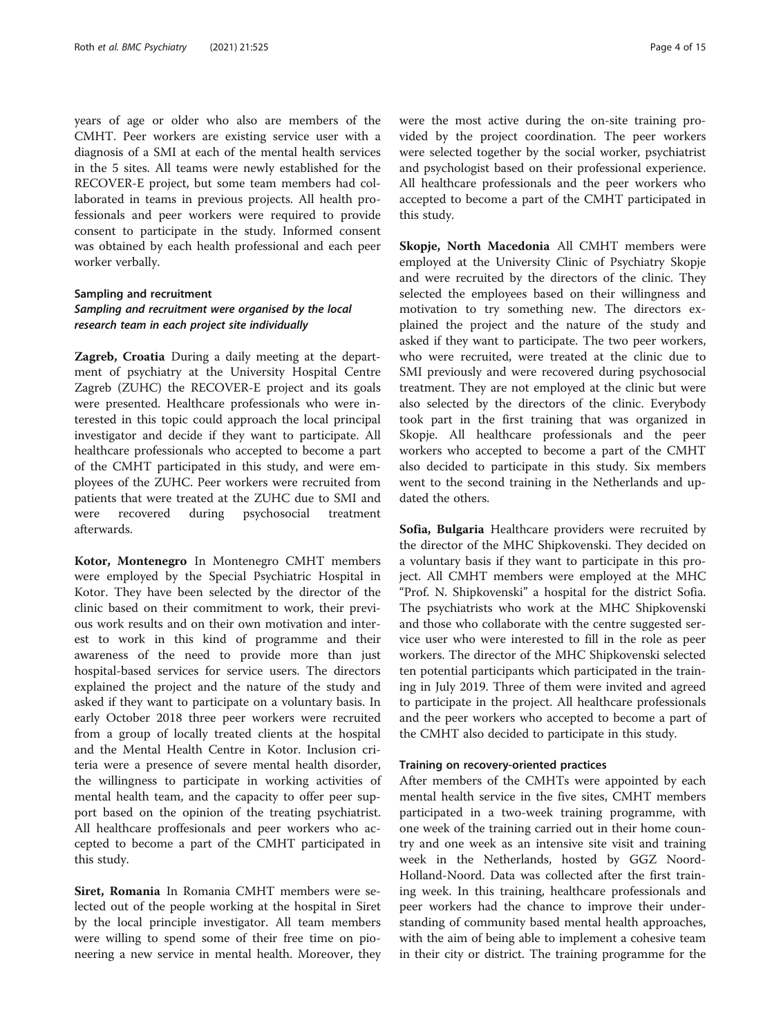years of age or older who also are members of the CMHT. Peer workers are existing service user with a diagnosis of a SMI at each of the mental health services in the 5 sites. All teams were newly established for the RECOVER-E project, but some team members had collaborated in teams in previous projects. All health professionals and peer workers were required to provide consent to participate in the study. Informed consent was obtained by each health professional and each peer worker verbally.

### Sampling and recruitment

#### *Sampling and recruitment were organised by the local research team in each project site individually*

**Zagreb, Croatia** During a daily meeting at the department of psychiatry at the University Hospital Centre Zagreb (ZUHC) the RECOVER-E project and its goals were presented. Healthcare professionals who were interested in this topic could approach the local principal investigator and decide if they want to participate. All healthcare professionals who accepted to become a part of the CMHT participated in this study, and were employees of the ZUHC. Peer workers were recruited from patients that were treated at the ZUHC due to SMI and were recovered during psychosocial treatment afterwards.

**Kotor, Montenegro** In Montenegro CMHT members were employed by the Special Psychiatric Hospital in Kotor. They have been selected by the director of the clinic based on their commitment to work, their previous work results and on their own motivation and interest to work in this kind of programme and their awareness of the need to provide more than just hospital-based services for service users. The directors explained the project and the nature of the study and asked if they want to participate on a voluntary basis. In early October 2018 three peer workers were recruited from a group of locally treated clients at the hospital and the Mental Health Centre in Kotor. Inclusion criteria were a presence of severe mental health disorder, the willingness to participate in working activities of mental health team, and the capacity to offer peer support based on the opinion of the treating psychiatrist. All healthcare proffesionals and peer workers who accepted to become a part of the CMHT participated in this study.

**Siret, Romania** In Romania CMHT members were selected out of the people working at the hospital in Siret by the local principle investigator. All team members were willing to spend some of their free time on pioneering a new service in mental health. Moreover, they were the most active during the on-site training provided by the project coordination. The peer workers were selected together by the social worker, psychiatrist and psychologist based on their professional experience. All healthcare professionals and the peer workers who accepted to become a part of the CMHT participated in this study.

**Skopje, North Macedonia** All CMHT members were employed at the University Clinic of Psychiatry Skopje and were recruited by the directors of the clinic. They selected the employees based on their willingness and motivation to try something new. The directors explained the project and the nature of the study and asked if they want to participate. The two peer workers, who were recruited, were treated at the clinic due to SMI previously and were recovered during psychosocial treatment. They are not employed at the clinic but were also selected by the directors of the clinic. Everybody took part in the first training that was organized in Skopje. All healthcare professionals and the peer workers who accepted to become a part of the CMHT also decided to participate in this study. Six members went to the second training in the Netherlands and updated the others.

**Sofia, Bulgaria** Healthcare providers were recruited by the director of the MHC Shipkovenski. They decided on a voluntary basis if they want to participate in this project. All CMHT members were employed at the MHC "Prof. N. Shipkovenski" a hospital for the district Sofia. The psychiatrists who work at the MHC Shipkovenski and those who collaborate with the centre suggested service user who were interested to fill in the role as peer workers. The director of the MHC Shipkovenski selected ten potential participants which participated in the training in July 2019. Three of them were invited and agreed to participate in the project. All healthcare professionals and the peer workers who accepted to become a part of the CMHT also decided to participate in this study.

### Training on recovery-oriented practices

After members of the CMHTs were appointed by each mental health service in the five sites, CMHT members participated in a two-week training programme, with one week of the training carried out in their home country and one week as an intensive site visit and training week in the Netherlands, hosted by GGZ Noord-Holland-Noord. Data was collected after the first training week. In this training, healthcare professionals and peer workers had the chance to improve their understanding of community based mental health approaches, with the aim of being able to implement a cohesive team in their city or district. The training programme for the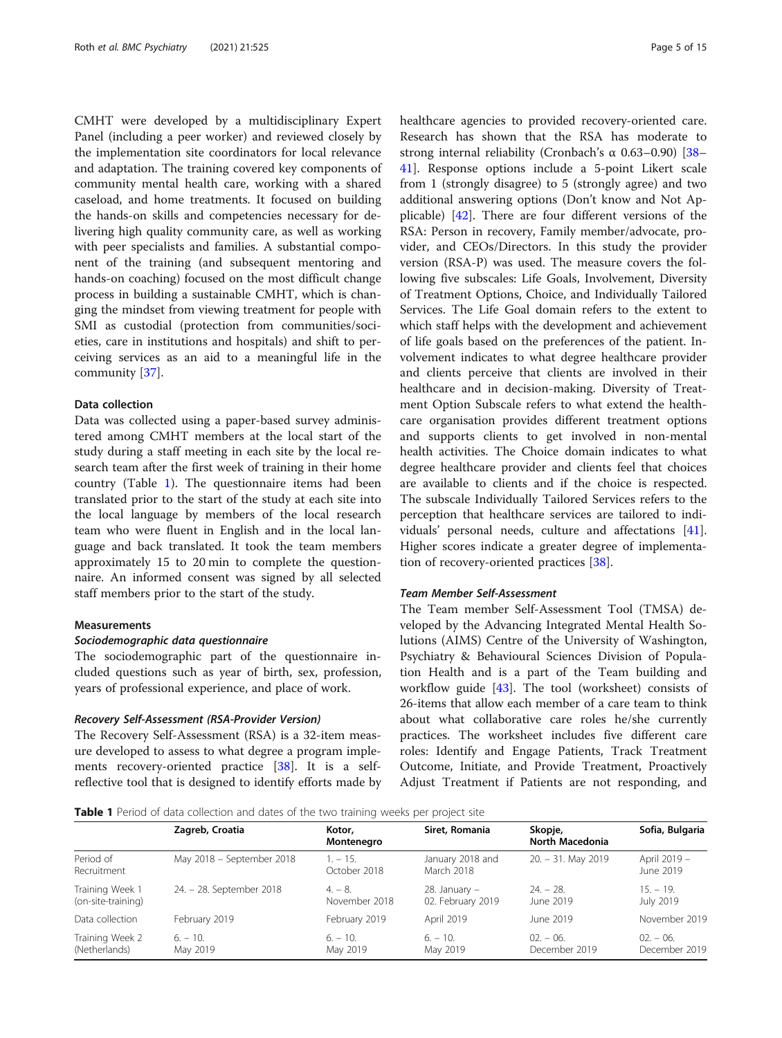CMHT were developed by a multidisciplinary Expert Panel (including a peer worker) and reviewed closely by the implementation site coordinators for local relevance and adaptation. The training covered key components of community mental health care, working with a shared caseload, and home treatments. It focused on building the hands-on skills and competencies necessary for delivering high quality community care, as well as working with peer specialists and families. A substantial component of the training (and subsequent mentoring and hands-on coaching) focused on the most difficult change process in building a sustainable CMHT, which is changing the mindset from viewing treatment for people with SMI as custodial (protection from communities/societies, care in institutions and hospitals) and shift to perceiving services as an aid to a meaningful life in the community [37].

### Data collection

Data was collected using a paper-based survey administered among CMHT members at the local start of the study during a staff meeting in each site by the local research team after the first week of training in their home country (Table 1). The questionnaire items had been translated prior to the start of the study at each site into the local language by members of the local research team who were fluent in English and in the local language and back translated. It took the team members approximately 15 to 20 min to complete the questionnaire. An informed consent was signed by all selected staff members prior to the start of the study.

### Measurements

#### *Sociodemographic data questionnaire*

The sociodemographic part of the questionnaire included questions such as year of birth, sex, profession, years of professional experience, and place of work.

#### *Recovery Self-Assessment (RSA-Provider Version)*

The Recovery Self-Assessment (RSA) is a 32-item measure developed to assess to what degree a program implements recovery-oriented practice [38]. It is a self-reflective tool that is designed to identify efforts made by healthcare agencies to provided recovery-oriented care. Research has shown that the RSA has moderate to strong internal reliability (Cronbach's α 0.63–0.90) [38–41]. Response options include a 5-point Likert scale from 1 (strongly disagree) to 5 (strongly agree) and two additional answering options (Don't know and Not Applicable) [42]. There are four different versions of the RSA: Person in recovery, Family member/advocate, provider, and CEOs/Directors. In this study the provider version (RSA-P) was used. The measure covers the following five subscales: Life Goals, Involvement, Diversity of Treatment Options, Choice, and Individually Tailored Services. The Life Goal domain refers to the extent to which staff helps with the development and achievement of life goals based on the preferences of the patient. Involvement indicates to what degree healthcare provider and clients perceive that clients are involved in their healthcare and in decision-making. Diversity of Treatment Option Subscale refers to what extend the healthcare organisation provides different treatment options and supports clients to get involved in non-mental health activities. The Choice domain indicates to what degree healthcare provider and clients feel that choices are available to clients and if the choice is respected. The subscale Individually Tailored Services refers to the perception that healthcare services are tailored to individuals' personal needs, culture and affectations [41]. Higher scores indicate a greater degree of implementation of recovery-oriented practices [38].

#### *Team Member Self-Assessment*

The Team member Self-Assessment Tool (TMSA) developed by the Advancing Integrated Mental Health Solutions (AIMS) Centre of the University of Washington, Psychiatry & Behavioural Sciences Division of Population Health and is a part of the Team building and workflow guide [43]. The tool (worksheet) consists of 26-items that allow each member of a care team to think about what collaborative care roles he/she currently practices. The worksheet includes five different care roles: Identify and Engage Patients, Track Treatment Outcome, Initiate, and Provide Treatment, Proactively Adjust Treatment if Patients are not responding, and

**Table 1** Period of data collection and dates of the two training weeks per project site

| | Zagreb, Croatia | Kotor, Montenegro | Siret, Romania | Skopje, North Macedonia | Sofia, Bulgaria |
|---|---|---|---|---|---|
| Period of Recruitment | May 2018 – September 2018 | 1. – 15. October 2018 | January 2018 and March 2018 | 20. – 31. May 2019 | April 2019 – June 2019 |
| Training Week 1 (on-site-training) | 24. – 28. September 2018 | 4. – 8. November 2018 | 28. January – 02. February 2019 | 24. – 28. June 2019 | 15. – 19. July 2019 |
| Data collection | February 2019 | February 2019 | April 2019 | June 2019 | November 2019 |
| Training Week 2 (Netherlands) | 6. – 10. May 2019 | 6. – 10. May 2019 | 6. – 10. May 2019 | 02. – 06. December 2019 | 02. – 06. December 2019 |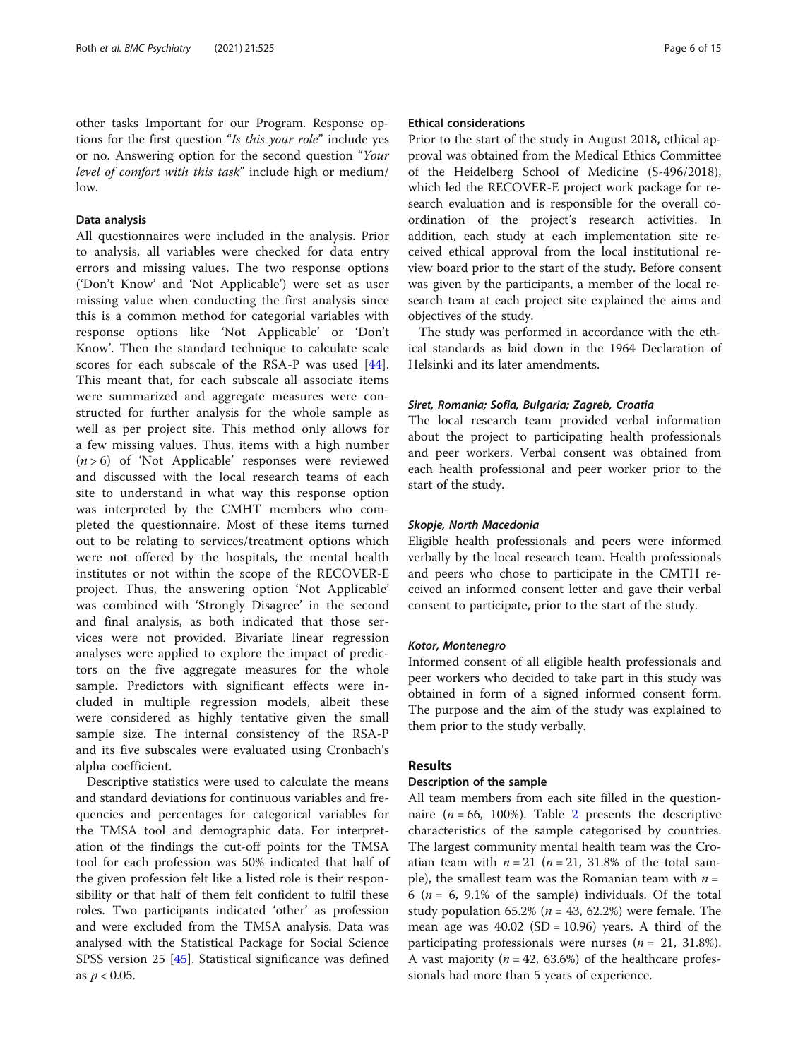other tasks Important for our Program. Response options for the first question "*Is this your role*" include yes or no. Answering option for the second question "*Your level of comfort with this task*" include high or medium/low.

### Data analysis

All questionnaires were included in the analysis. Prior to analysis, all variables were checked for data entry errors and missing values. The two response options ('Don't Know' and 'Not Applicable') were set as user missing value when conducting the first analysis since this is a common method for categorial variables with response options like 'Not Applicable' or 'Don't Know'. Then the standard technique to calculate scale scores for each subscale of the RSA-P was used [44]. This meant that, for each subscale all associate items were summarized and aggregate measures were constructed for further analysis for the whole sample as well as per project site. This method only allows for a few missing values. Thus, items with a high number ($n > 6$) of 'Not Applicable' responses were reviewed and discussed with the local research teams of each site to understand in what way this response option was interpreted by the CMHT members who completed the questionnaire. Most of these items turned out to be relating to services/treatment options which were not offered by the hospitals, the mental health institutes or not within the scope of the RECOVER-E project. Thus, the answering option 'Not Applicable' was combined with 'Strongly Disagree' in the second and final analysis, as both indicated that those services were not provided. Bivariate linear regression analyses were applied to explore the impact of predictors on the five aggregate measures for the whole sample. Predictors with significant effects were included in multiple regression models, albeit these were considered as highly tentative given the small sample size. The internal consistency of the RSA-P and its five subscales were evaluated using Cronbach's alpha coefficient.

Descriptive statistics were used to calculate the means and standard deviations for continuous variables and frequencies and percentages for categorical variables for the TMSA tool and demographic data. For interpretation of the findings the cut-off points for the TMSA tool for each profession was 50% indicated that half of the given profession felt like a listed role is their responsibility or that half of them felt confident to fulfil these roles. Two participants indicated 'other' as profession and were excluded from the TMSA analysis. Data was analysed with the Statistical Package for Social Science SPSS version 25 [45]. Statistical significance was defined as $p < 0.05$.

### Ethical considerations

Prior to the start of the study in August 2018, ethical approval was obtained from the Medical Ethics Committee of the Heidelberg School of Medicine (S-496/2018), which led the RECOVER-E project work package for research evaluation and is responsible for the overall coordination of the project's research activities. In addition, each study at each implementation site received ethical approval from the local institutional review board prior to the start of the study. Before consent was given by the participants, a member of the local research team at each project site explained the aims and objectives of the study.

The study was performed in accordance with the ethical standards as laid down in the 1964 Declaration of Helsinki and its later amendments.

#### *Siret, Romania; Sofia, Bulgaria; Zagreb, Croatia*

The local research team provided verbal information about the project to participating health professionals and peer workers. Verbal consent was obtained from each health professional and peer worker prior to the start of the study.

#### *Skopje, North Macedonia*

Eligible health professionals and peers were informed verbally by the local research team. Health professionals and peers who chose to participate in the CMTH received an informed consent letter and gave their verbal consent to participate, prior to the start of the study.

#### *Kotor, Montenegro*

Informed consent of all eligible health professionals and peer workers who decided to take part in this study was obtained in form of a signed informed consent form. The purpose and the aim of the study was explained to them prior to the study verbally.

## Results

### Description of the sample

All team members from each site filled in the questionnaire ($n = 66$, 100%). Table 2 presents the descriptive characteristics of the sample categorised by countries. The largest community mental health team was the Croatian team with $n = 21$ ($n = 21$, 31.8% of the total sample), the smallest team was the Romanian team with $n = 6$ ($n = 6$, 9.1% of the sample) individuals. Of the total study population 65.2% ($n = 43$, 62.2%) were female. The mean age was 40.02 (SD = 10.96) years. A third of the participating professionals were nurses ($n = 21$, 31.8%). A vast majority ($n = 42$, 63.6%) of the healthcare professionals had more than 5 years of experience.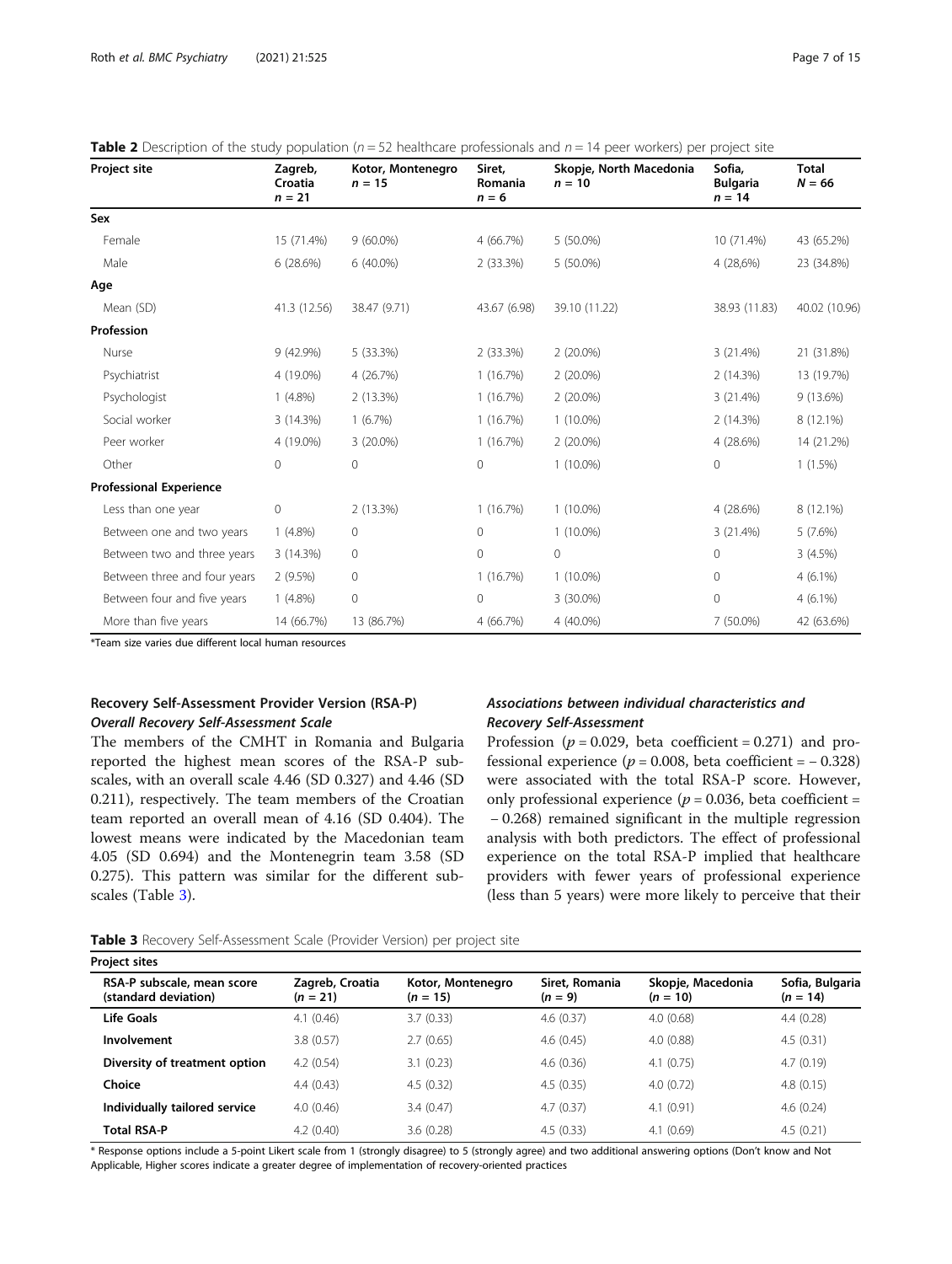**Table 2** Description of the study population ($n = 52$ healthcare professionals and $n = 14$ peer workers) per project site

| Project site | Zagreb, Croatia $n = 21$ | Kotor, Montenegro $n = 15$ | Siret, Romania $n = 6$ | Skopje, North Macedonia $n = 10$ | Sofia, Bulgaria $n = 14$ | Total $N = 66$ |
|---|---|---|---|---|---|---|
| **Sex** | | | | | | |
| Female | 15 (71.4%) | 9 (60.0%) | 4 (66.7%) | 5 (50.0%) | 10 (71.4%) | 43 (65.2%) |
| Male | 6 (28.6%) | 6 (40.0%) | 2 (33.3%) | 5 (50.0%) | 4 (28,6%) | 23 (34.8%) |
| **Age** | | | | | | |
| Mean (SD) | 41.3 (12.56) | 38.47 (9.71) | 43.67 (6.98) | 39.10 (11.22) | 38.93 (11.83) | 40.02 (10.96) |
| **Profession** | | | | | | |
| Nurse | 9 (42.9%) | 5 (33.3%) | 2 (33.3%) | 2 (20.0%) | 3 (21.4%) | 21 (31.8%) |
| Psychiatrist | 4 (19.0%) | 4 (26.7%) | 1 (16.7%) | 2 (20.0%) | 2 (14.3%) | 13 (19.7%) |
| Psychologist | 1 (4.8%) | 2 (13.3%) | 1 (16.7%) | 2 (20.0%) | 3 (21.4%) | 9 (13.6%) |
| Social worker | 3 (14.3%) | 1 (6.7%) | 1 (16.7%) | 1 (10.0%) | 2 (14.3%) | 8 (12.1%) |
| Peer worker | 4 (19.0%) | 3 (20.0%) | 1 (16.7%) | 2 (20.0%) | 4 (28.6%) | 14 (21.2%) |
| Other | 0 | 0 | 0 | 1 (10.0%) | 0 | 1 (1.5%) |
| **Professional Experience** | | | | | | |
| Less than one year | 0 | 2 (13.3%) | 1 (16.7%) | 1 (10.0%) | 4 (28.6%) | 8 (12.1%) |
| Between one and two years | 1 (4.8%) | 0 | 0 | 1 (10.0%) | 3 (21.4%) | 5 (7.6%) |
| Between two and three years | 3 (14.3%) | 0 | 0 | 0 | 0 | 3 (4.5%) |
| Between three and four years | 2 (9.5%) | 0 | 1 (16.7%) | 1 (10.0%) | 0 | 4 (6.1%) |
| Between four and five years | 1 (4.8%) | 0 | 0 | 3 (30.0%) | 0 | 4 (6.1%) |
| More than five years | 14 (66.7%) | 13 (86.7%) | 4 (66.7%) | 4 (40.0%) | 7 (50.0%) | 42 (63.6%) |

*Team size varies due different local human resources

## Recovery Self-Assessment Provider Version (RSA-P)

### Overall Recovery Self-Assessment Scale

The members of the CMHT in Romania and Bulgaria reported the highest mean scores of the RSA-P subscales, with an overall scale 4.46 (SD 0.327) and 4.46 (SD 0.211), respectively. The team members of the Croatian team reported an overall mean of 4.16 (SD 0.404). The lowest means were indicated by the Macedonian team 4.05 (SD 0.694) and the Montenegrin team 3.58 (SD 0.275). This pattern was similar for the different subscales (Table 3).

### Associations between individual characteristics and Recovery Self-Assessment

Profession ($p = 0.029$, beta coefficient = 0.271) and professional experience ($p = 0.008$, beta coefficient = − 0.328) were associated with the total RSA-P score. However, only professional experience ($p = 0.036$, beta coefficient = − 0.268) remained significant in the multiple regression analysis with both predictors. The effect of professional experience on the total RSA-P implied that healthcare providers with fewer years of professional experience (less than 5 years) were more likely to perceive that their

**Table 3** Recovery Self-Assessment Scale (Provider Version) per project site

| Project sites | | | | | |
|---|---|---|---|---|---|
| RSA-P subscale, mean score (standard deviation) | Zagreb, Croatia ($n = 21$) | Kotor, Montenegro ($n = 15$) | Siret, Romania ($n = 9$) | Skopje, Macedonia ($n = 10$) | Sofia, Bulgaria ($n = 14$) |
| **Life Goals** | 4.1 (0.46) | 3.7 (0.33) | 4.6 (0.37) | 4.0 (0.68) | 4.4 (0.28) |
| **Involvement** | 3.8 (0.57) | 2.7 (0.65) | 4.6 (0.45) | 4.0 (0.88) | 4.5 (0.31) |
| **Diversity of treatment option** | 4.2 (0.54) | 3.1 (0.23) | 4.6 (0.36) | 4.1 (0.75) | 4.7 (0.19) |
| **Choice** | 4.4 (0.43) | 4.5 (0.32) | 4.5 (0.35) | 4.0 (0.72) | 4.8 (0.15) |
| **Individually tailored service** | 4.0 (0.46) | 3.4 (0.47) | 4.7 (0.37) | 4.1 (0.91) | 4.6 (0.24) |
| **Total RSA-P** | 4.2 (0.40) | 3.6 (0.28) | 4.5 (0.33) | 4.1 (0.69) | 4.5 (0.21) |

* Response options include a 5-point Likert scale from 1 (strongly disagree) to 5 (strongly agree) and two additional answering options (Don't know and Not Applicable, Higher scores indicate a greater degree of implementation of recovery-oriented practices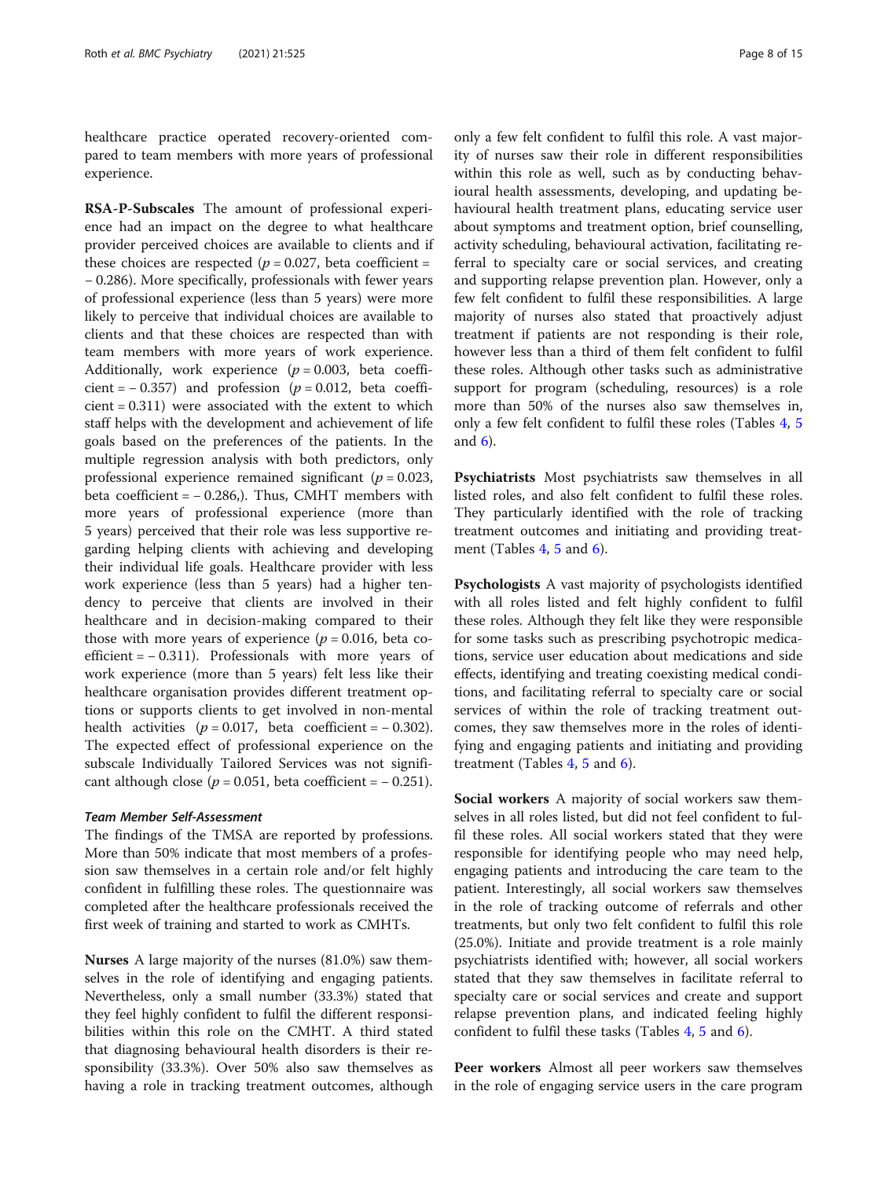healthcare practice operated recovery-oriented compared to team members with more years of professional experience.

**RSA-P-Subscales** The amount of professional experience had an impact on the degree to what healthcare provider perceived choices are available to clients and if these choices are respected ($p = 0.027$, beta coefficient = − 0.286). More specifically, professionals with fewer years of professional experience (less than 5 years) were more likely to perceive that individual choices are available to clients and that these choices are respected than with team members with more years of work experience. Additionally, work experience ($p = 0.003$, beta coefficient = − 0.357) and profession ($p = 0.012$, beta coefficient = 0.311) were associated with the extent to which staff helps with the development and achievement of life goals based on the preferences of the patients. In the multiple regression analysis with both predictors, only professional experience remained significant ($p = 0.023$, beta coefficient = − 0.286,). Thus, CMHT members with more years of professional experience (more than 5 years) perceived that their role was less supportive regarding helping clients with achieving and developing their individual life goals. Healthcare provider with less work experience (less than 5 years) had a higher tendency to perceive that clients are involved in their healthcare and in decision-making compared to their those with more years of experience ($p = 0.016$, beta coefficient = − 0.311). Professionals with more years of work experience (more than 5 years) felt less like their healthcare organisation provides different treatment options or supports clients to get involved in non-mental health activities ($p = 0.017$, beta coefficient = − 0.302). The expected effect of professional experience on the subscale Individually Tailored Services was not significant although close ($p = 0.051$, beta coefficient = − 0.251).

#### *Team Member Self-Assessment*

The findings of the TMSA are reported by professions. More than 50% indicate that most members of a profession saw themselves in a certain role and/or felt highly confident in fulfilling these roles. The questionnaire was completed after the healthcare professionals received the first week of training and started to work as CMHTs.

**Nurses** A large majority of the nurses (81.0%) saw themselves in the role of identifying and engaging patients. Nevertheless, only a small number (33.3%) stated that they feel highly confident to fulfil the different responsibilities within this role on the CMHT. A third stated that diagnosing behavioural health disorders is their responsibility (33.3%). Over 50% also saw themselves as having a role in tracking treatment outcomes, although only a few felt confident to fulfil this role. A vast majority of nurses saw their role in different responsibilities within this role as well, such as by conducting behavioural health assessments, developing, and updating behavioural health treatment plans, educating service user about symptoms and treatment option, brief counselling, activity scheduling, behavioural activation, facilitating referral to specialty care or social services, and creating and supporting relapse prevention plan. However, only a few felt confident to fulfil these responsibilities. A large majority of nurses also stated that proactively adjust treatment if patients are not responding is their role, however less than a third of them felt confident to fulfil these roles. Although other tasks such as administrative support for program (scheduling, resources) is a role more than 50% of the nurses also saw themselves in, only a few felt confident to fulfil these roles (Tables 4, 5 and 6).

**Psychiatrists** Most psychiatrists saw themselves in all listed roles, and also felt confident to fulfil these roles. They particularly identified with the role of tracking treatment outcomes and initiating and providing treatment (Tables 4, 5 and 6).

**Psychologists** A vast majority of psychologists identified with all roles listed and felt highly confident to fulfil these roles. Although they felt like they were responsible for some tasks such as prescribing psychotropic medications, service user education about medications and side effects, identifying and treating coexisting medical conditions, and facilitating referral to specialty care or social services of within the role of tracking treatment outcomes, they saw themselves more in the roles of identifying and engaging patients and initiating and providing treatment (Tables 4, 5 and 6).

**Social workers** A majority of social workers saw themselves in all roles listed, but did not feel confident to fulfil these roles. All social workers stated that they were responsible for identifying people who may need help, engaging patients and introducing the care team to the patient. Interestingly, all social workers saw themselves in the role of tracking outcome of referrals and other treatments, but only two felt confident to fulfil this role (25.0%). Initiate and provide treatment is a role mainly psychiatrists identified with; however, all social workers stated that they saw themselves in facilitate referral to specialty care or social services and create and support relapse prevention plans, and indicated feeling highly confident to fulfil these tasks (Tables 4, 5 and 6).

**Peer workers** Almost all peer workers saw themselves in the role of engaging service users in the care program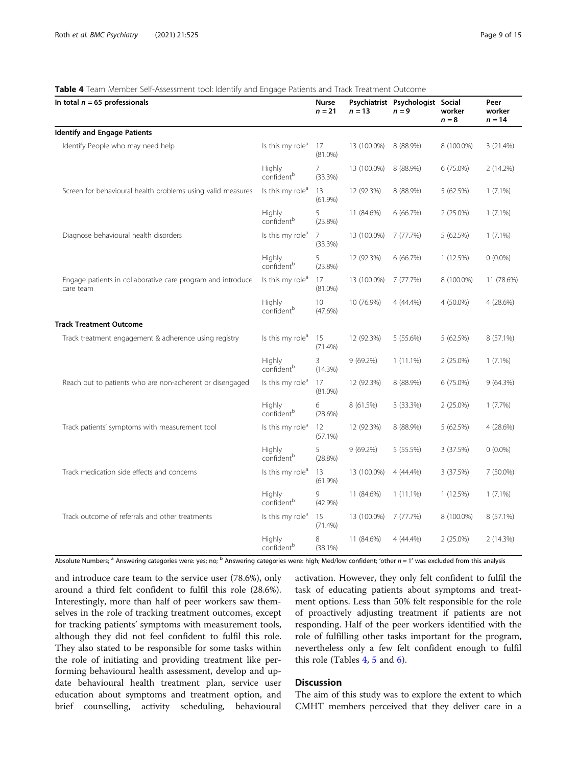**Table 4** Team Member Self-Assessment tool: Identify and Engage Patients and Track Treatment Outcome

| In total $n = 65$ professionals | | Nurse $n = 21$ | Psychiatrist $n = 13$ | Psychologist $n = 9$ | Social worker $n = 8$ | Peer worker $n = 14$ |
|---|---|---|---|---|---|---|
| **Identify and Engage Patients** | | | | | | |
| Identify People who may need help | Is this my role[a] | 17 (81.0%) | 13 (100.0%) | 8 (88.9%) | 8 (100.0%) | 3 (21.4%) |
| | Highly confident[b] | 7 (33.3%) | 13 (100.0%) | 8 (88.9%) | 6 (75.0%) | 2 (14.2%) |
| Screen for behavioural health problems using valid measures | Is this my role[a] | 13 (61.9%) | 12 (92.3%) | 8 (88.9%) | 5 (62.5%) | 1 (7.1%) |
| | Highly confident[b] | 5 (23.8%) | 11 (84.6%) | 6 (66.7%) | 2 (25.0%) | 1 (7.1%) |
| Diagnose behavioural health disorders | Is this my role[a] | 7 (33.3%) | 13 (100.0%) | 7 (77.7%) | 5 (62.5%) | 1 (7.1%) |
| | Highly confident[b] | 5 (23.8%) | 12 (92.3%) | 6 (66.7%) | 1 (12.5%) | 0 (0.0%) |
| Engage patients in collaborative care program and introduce care team | Is this my role[a] | 17 (81.0%) | 13 (100.0%) | 7 (77.7%) | 8 (100.0%) | 11 (78.6%) |
| | Highly confident[b] | 10 (47.6%) | 10 (76.9%) | 4 (44.4%) | 4 (50.0%) | 4 (28.6%) |
| **Track Treatment Outcome** | | | | | | |
| Track treatment engagement & adherence using registry | Is this my role[a] | 15 (71.4%) | 12 (92.3%) | 5 (55.6%) | 5 (62.5%) | 8 (57.1%) |
| | Highly confident[b] | 3 (14.3%) | 9 (69.2%) | 1 (11.1%) | 2 (25.0%) | 1 (7.1%) |
| Reach out to patients who are non-adherent or disengaged | Is this my role[a] | 17 (81.0%) | 12 (92.3%) | 8 (88.9%) | 6 (75.0%) | 9 (64.3%) |
| | Highly confident[b] | 6 (28.6%) | 8 (61.5%) | 3 (33.3%) | 2 (25.0%) | 1 (7.7%) |
| Track patients' symptoms with measurement tool | Is this my role[a] | 12 (57.1%) | 12 (92.3%) | 8 (88.9%) | 5 (62.5%) | 4 (28.6%) |
| | Highly confident[b] | 5 (28.8%) | 9 (69.2%) | 5 (55.5%) | 3 (37.5%) | 0 (0.0%) |
| Track medication side effects and concerns | Is this my role[a] | 13 (61.9%) | 13 (100.0%) | 4 (44.4%) | 3 (37.5%) | 7 (50.0%) |
| | Highly confident[b] | 9 (42.9%) | 11 (84.6%) | 1 (11.1%) | 1 (12.5%) | 1 (7.1%) |
| Track outcome of referrals and other treatments | Is this my role[a] | 15 (71.4%) | 13 (100.0%) | 7 (77.7%) | 8 (100.0%) | 8 (57.1%) |
| | Highly confident[b] | 8 (38.1%) | 11 (84.6%) | 4 (44.4%) | 2 (25.0%) | 2 (14.3%) |

Absolute Numbers; [a] Answering categories were: yes; no; [b] Answering categories were: high; Med/low confident; 'other $n = 1$' was excluded from this analysis

and introduce care team to the service user (78.6%), only around a third felt confident to fulfil this role (28.6%). Interestingly, more than half of peer workers saw themselves in the role of tracking treatment outcomes, except for tracking patients' symptoms with measurement tools, although they did not feel confident to fulfil this role. They also stated to be responsible for some tasks within the role of initiating and providing treatment like performing behavioural health assessment, develop and update behavioural health treatment plan, service user education about symptoms and treatment option, and brief counselling, activity scheduling, behavioural activation. However, they only felt confident to fulfil the task of educating patients about symptoms and treatment options. Less than 50% felt responsible for the role of proactively adjusting treatment if patients are not responding. Half of the peer workers identified with the role of fulfilling other tasks important for the program, nevertheless only a few felt confident enough to fulfil this role (Tables 4, 5 and 6).

## Discussion

The aim of this study was to explore the extent to which CMHT members perceived that they deliver care in a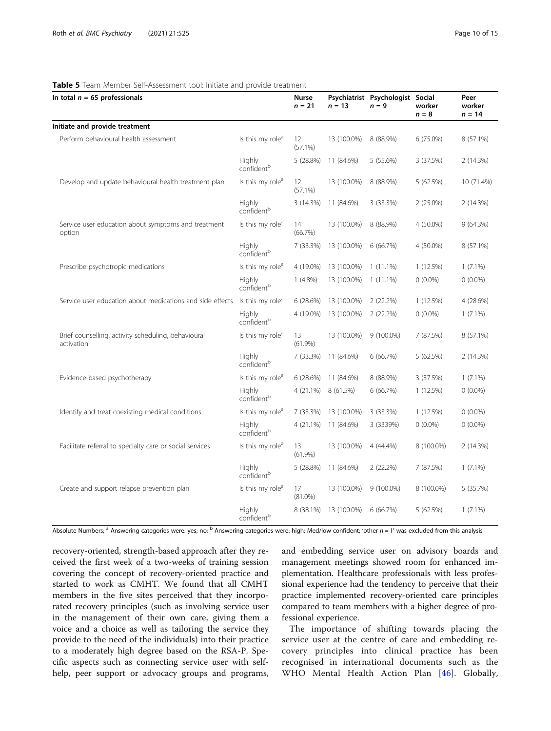**Table 5** Team Member Self-Assessment tool: Initiate and provide treatment

| In total $n$ = 65 professionals | | Nurse $n$ = 21 | Psychiatrist $n$ = 13 | Psychologist $n$ = 9 | Social worker $n$ = 8 | Peer worker $n$ = 14 |
|---|---|---|---|---|---|---|
| **Initiate and provide treatment** | | | | | | |
| Perform behavioural health assessment | Is this my role[a] | 12 (57.1%) | 13 (100.0%) | 8 (88.9%) | 6 (75.0%) | 8 (57.1%) |
| | Highly confident[b] | 5 (28.8%) | 11 (84.6%) | 5 (55.6%) | 3 (37.5%) | 2 (14.3%) |
| Develop and update behavioural health treatment plan | Is this my role[a] | 12 (57.1%) | 13 (100.0%) | 8 (88.9%) | 5 (62.5%) | 10 (71.4%) |
| | Highly confident[b] | 3 (14.3%) | 11 (84.6%) | 3 (33.3%) | 2 (25.0%) | 2 (14.3%) |
| Service user education about symptoms and treatment option | Is this my role[a] | 14 (66.7%) | 13 (100.0%) | 8 (88.9%) | 4 (50.0%) | 9 (64.3%) |
| | Highly confident[b] | 7 (33.3%) | 13 (100.0%) | 6 (66.7%) | 4 (50.0%) | 8 (57.1%) |
| Prescribe psychotropic medications | Is this my role[a] | 4 (19.0%) | 13 (100.0%) | 1 (11.1%) | 1 (12.5%) | 1 (7.1%) |
| | Highly confident[b] | 1 (4.8%) | 13 (100.0%) | 1 (11.1%) | 0 (0.0%) | 0 (0.0%) |
| Service user education about medications and side effects | Is this my role[a] | 6 (28.6%) | 13 (100.0%) | 2 (22.2%) | 1 (12.5%) | 4 (28.6%) |
| | Highly confident[b] | 4 (19.0%) | 13 (100.0%) | 2 (22.2%) | 0 (0.0%) | 1 (7.1%) |
| Brief counselling, activity scheduling, behavioural activation | Is this my role[a] | 13 (61.9%) | 13 (100.0%) | 9 (100.0%) | 7 (87.5%) | 8 (57.1%) |
| | Highly confident[b] | 7 (33.3%) | 11 (84.6%) | 6 (66.7%) | 5 (62.5%) | 2 (14.3%) |
| Evidence-based psychotherapy | Is this my role[a] | 6 (28.6%) | 11 (84.6%) | 8 (88.9%) | 3 (37.5%) | 1 (7.1%) |
| | Highly confident[b] | 4 (21.1%) | 8 (61.5%) | 6 (66.7%) | 1 (12.5%) | 0 (0.0%) |
| Identify and treat coexisting medical conditions | Is this my role[a] | 7 (33.3%) | 13 (100.0%) | 3 (33.3%) | 1 (12.5%) | 0 (0.0%) |
| | Highly confident[b] | 4 (21.1%) | 11 (84.6%) | 3 (3339%) | 0 (0.0%) | 0 (0.0%) |
| Facilitate referral to specialty care or social services | Is this my role[a] | 13 (61.9%) | 13 (100.0%) | 4 (44.4%) | 8 (100.0%) | 2 (14.3%) |
| | Highly confident[b] | 5 (28.8%) | 11 (84.6%) | 2 (22.2%) | 7 (87.5%) | 1 (7.1%) |
| Create and support relapse prevention plan | Is this my role[a] | 17 (81.0%) | 13 (100.0%) | 9 (100.0%) | 8 (100.0%) | 5 (35.7%) |
| | Highly confident[b] | 8 (38.1%) | 13 (100.0%) | 6 (66.7%) | 5 (62.5%) | 1 (7.1%) |

Absolute Numbers; [a] Answering categories were: yes; no; [b] Answering categories were: high; Med/low confident; 'other $n$ = 1' was excluded from this analysis

recovery-oriented, strength-based approach after they received the first week of a two-weeks of training session covering the concept of recovery-oriented practice and started to work as CMHT. We found that all CMHT members in the five sites perceived that they incorporated recovery principles (such as involving service user in the management of their own care, giving them a voice and a choice as well as tailoring the service they provide to the need of the individuals) into their practice to a moderately high degree based on the RSA-P. Specific aspects such as connecting service user with self-help, peer support or advocacy groups and programs, and embedding service user on advisory boards and management meetings showed room for enhanced implementation. Healthcare professionals with less professional experience had the tendency to perceive that their practice implemented recovery-oriented care principles compared to team members with a higher degree of professional experience.

The importance of shifting towards placing the service user at the centre of care and embedding recovery principles into clinical practice has been recognised in international documents such as the WHO Mental Health Action Plan [46]. Globally,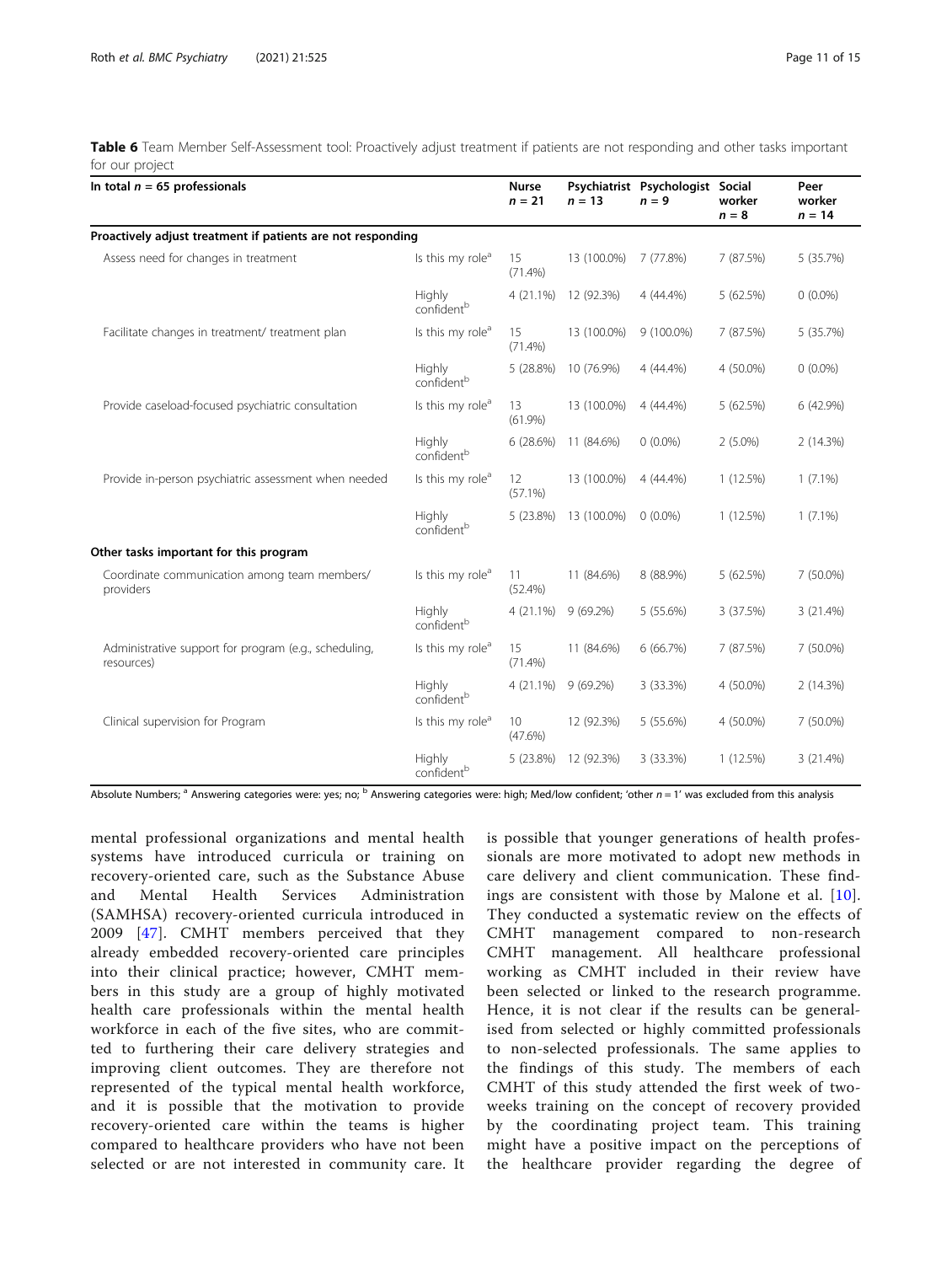**Table 6** Team Member Self-Assessment tool: Proactively adjust treatment if patients are not responding and other tasks important for our project

| In total $n = 65$ professionals | | Nurse $n = 21$ | Psychiatrist $n = 13$ | Psychologist $n = 9$ | Social worker $n = 8$ | Peer worker $n = 14$ |
|---|---|---|---|---|---|---|
| **Proactively adjust treatment if patients are not responding** | | | | | | |
| Assess need for changes in treatment | Is this my role[a] | 15 (71.4%) | 13 (100.0%) | 7 (77.8%) | 7 (87.5%) | 5 (35.7%) |
| | Highly confident[b] | 4 (21.1%) | 12 (92.3%) | 4 (44.4%) | 5 (62.5%) | 0 (0.0%) |
| Facilitate changes in treatment/ treatment plan | Is this my role[a] | 15 (71.4%) | 13 (100.0%) | 9 (100.0%) | 7 (87.5%) | 5 (35.7%) |
| | Highly confident[b] | 5 (28.8%) | 10 (76.9%) | 4 (44.4%) | 4 (50.0%) | 0 (0.0%) |
| Provide caseload-focused psychiatric consultation | Is this my role[a] | 13 (61.9%) | 13 (100.0%) | 4 (44.4%) | 5 (62.5%) | 6 (42.9%) |
| | Highly confident[b] | 6 (28.6%) | 11 (84.6%) | 0 (0.0%) | 2 (5.0%) | 2 (14.3%) |
| Provide in-person psychiatric assessment when needed | Is this my role[a] | 12 (57.1%) | 13 (100.0%) | 4 (44.4%) | 1 (12.5%) | 1 (7.1%) |
| | Highly confident[b] | 5 (23.8%) | 13 (100.0%) | 0 (0.0%) | 1 (12.5%) | 1 (7.1%) |
| **Other tasks important for this program** | | | | | | |
| Coordinate communication among team members/ providers | Is this my role[a] | 11 (52.4%) | 11 (84.6%) | 8 (88.9%) | 5 (62.5%) | 7 (50.0%) |
| | Highly confident[b] | 4 (21.1%) | 9 (69.2%) | 5 (55.6%) | 3 (37.5%) | 3 (21.4%) |
| Administrative support for program (e.g., scheduling, resources) | Is this my role[a] | 15 (71.4%) | 11 (84.6%) | 6 (66.7%) | 7 (87.5%) | 7 (50.0%) |
| | Highly confident[b] | 4 (21.1%) | 9 (69.2%) | 3 (33.3%) | 4 (50.0%) | 2 (14.3%) |
| Clinical supervision for Program | Is this my role[a] | 10 (47.6%) | 12 (92.3%) | 5 (55.6%) | 4 (50.0%) | 7 (50.0%) |
| | Highly confident[b] | 5 (23.8%) | 12 (92.3%) | 3 (33.3%) | 1 (12.5%) | 3 (21.4%) |

Absolute Numbers; [a] Answering categories were: yes; no; [b] Answering categories were: high; Med/low confident; 'other $n = 1$' was excluded from this analysis

mental professional organizations and mental health systems have introduced curricula or training on recovery-oriented care, such as the Substance Abuse and Mental Health Services Administration (SAMHSA) recovery-oriented curricula introduced in 2009 [47]. CMHT members perceived that they already embedded recovery-oriented care principles into their clinical practice; however, CMHT members in this study are a group of highly motivated health care professionals within the mental health workforce in each of the five sites, who are committed to furthering their care delivery strategies and improving client outcomes. They are therefore not represented of the typical mental health workforce, and it is possible that the motivation to provide recovery-oriented care within the teams is higher compared to healthcare providers who have not been selected or are not interested in community care. It is possible that younger generations of health professionals are more motivated to adopt new methods in care delivery and client communication. These findings are consistent with those by Malone et al. [10]. They conducted a systematic review on the effects of CMHT management compared to non-research CMHT management. All healthcare professional working as CMHT included in their review have been selected or linked to the research programme. Hence, it is not clear if the results can be generalised from selected or highly committed professionals to non-selected professionals. The same applies to the findings of this study. The members of each CMHT of this study attended the first week of two-weeks training on the concept of recovery provided by the coordinating project team. This training might have a positive impact on the perceptions of the healthcare provider regarding the degree of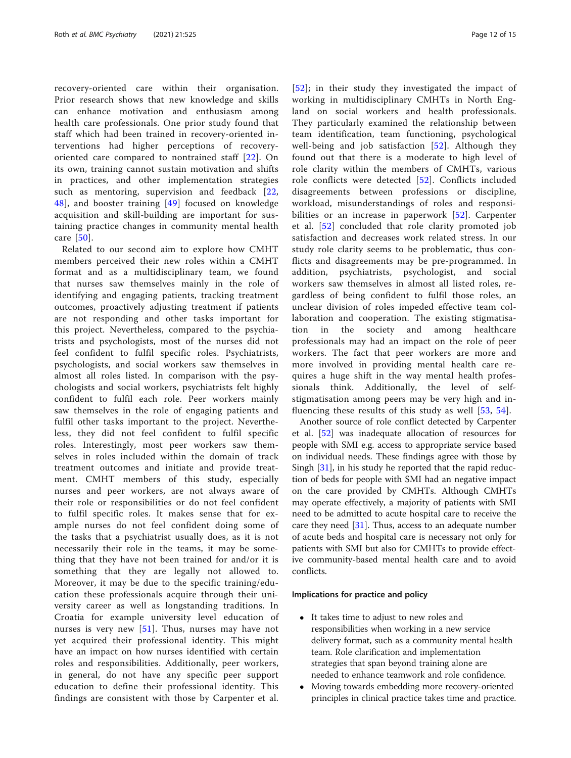recovery-oriented care within their organisation. Prior research shows that new knowledge and skills can enhance motivation and enthusiasm among health care professionals. One prior study found that staff which had been trained in recovery-oriented interventions had higher perceptions of recovery-oriented care compared to nontrained staff [22]. On its own, training cannot sustain motivation and shifts in practices, and other implementation strategies such as mentoring, supervision and feedback [22, 48], and booster training [49] focused on knowledge acquisition and skill-building are important for sustaining practice changes in community mental health care [50].

Related to our second aim to explore how CMHT members perceived their new roles within a CMHT format and as a multidisciplinary team, we found that nurses saw themselves mainly in the role of identifying and engaging patients, tracking treatment outcomes, proactively adjusting treatment if patients are not responding and other tasks important for this project. Nevertheless, compared to the psychiatrists and psychologists, most of the nurses did not feel confident to fulfil specific roles. Psychiatrists, psychologists, and social workers saw themselves in almost all roles listed. In comparison with the psychologists and social workers, psychiatrists felt highly confident to fulfil each role. Peer workers mainly saw themselves in the role of engaging patients and fulfil other tasks important to the project. Nevertheless, they did not feel confident to fulfil specific roles. Interestingly, most peer workers saw themselves in roles included within the domain of track treatment outcomes and initiate and provide treatment. CMHT members of this study, especially nurses and peer workers, are not always aware of their role or responsibilities or do not feel confident to fulfil specific roles. It makes sense that for example nurses do not feel confident doing some of the tasks that a psychiatrist usually does, as it is not necessarily their role in the teams, it may be something that they have not been trained for and/or it is something that they are legally not allowed to. Moreover, it may be due to the specific training/education these professionals acquire through their university career as well as longstanding traditions. In Croatia for example university level education of nurses is very new [51]. Thus, nurses may have not yet acquired their professional identity. This might have an impact on how nurses identified with certain roles and responsibilities. Additionally, peer workers, in general, do not have any specific peer support education to define their professional identity. This findings are consistent with those by Carpenter et al. [52]; in their study they investigated the impact of working in multidisciplinary CMHTs in North England on social workers and health professionals. They particularly examined the relationship between team identification, team functioning, psychological well-being and job satisfaction [52]. Although they found out that there is a moderate to high level of role clarity within the members of CMHTs, various role conflicts were detected [52]. Conflicts included disagreements between professions or discipline, workload, misunderstandings of roles and responsibilities or an increase in paperwork [52]. Carpenter et al. [52] concluded that role clarity promoted job satisfaction and decreases work related stress. In our study role clarity seems to be problematic, thus conflicts and disagreements may be pre-programmed. In addition, psychiatrists, psychologist, and social workers saw themselves in almost all listed roles, regardless of being confident to fulfil those roles, an unclear division of roles impeded effective team collaboration and cooperation. The existing stigmatisation in the society and among healthcare professionals may had an impact on the role of peer workers. The fact that peer workers are more and more involved in providing mental health care requires a huge shift in the way mental health professionals think. Additionally, the level of self-stigmatisation among peers may be very high and influencing these results of this study as well [53, 54].

Another source of role conflict detected by Carpenter et al. [52] was inadequate allocation of resources for people with SMI e.g. access to appropriate service based on individual needs. These findings agree with those by Singh [31], in his study he reported that the rapid reduction of beds for people with SMI had an negative impact on the care provided by CMHTs. Although CMHTs may operate effectively, a majority of patients with SMI need to be admitted to acute hospital care to receive the care they need [31]. Thus, access to an adequate number of acute beds and hospital care is necessary not only for patients with SMI but also for CMHTs to provide effective community-based mental health care and to avoid conflicts.

### Implications for practice and policy

- It takes time to adjust to new roles and responsibilities when working in a new service delivery format, such as a community mental health team. Role clarification and implementation strategies that span beyond training alone are needed to enhance teamwork and role confidence.
- Moving towards embedding more recovery-oriented principles in clinical practice takes time and practice.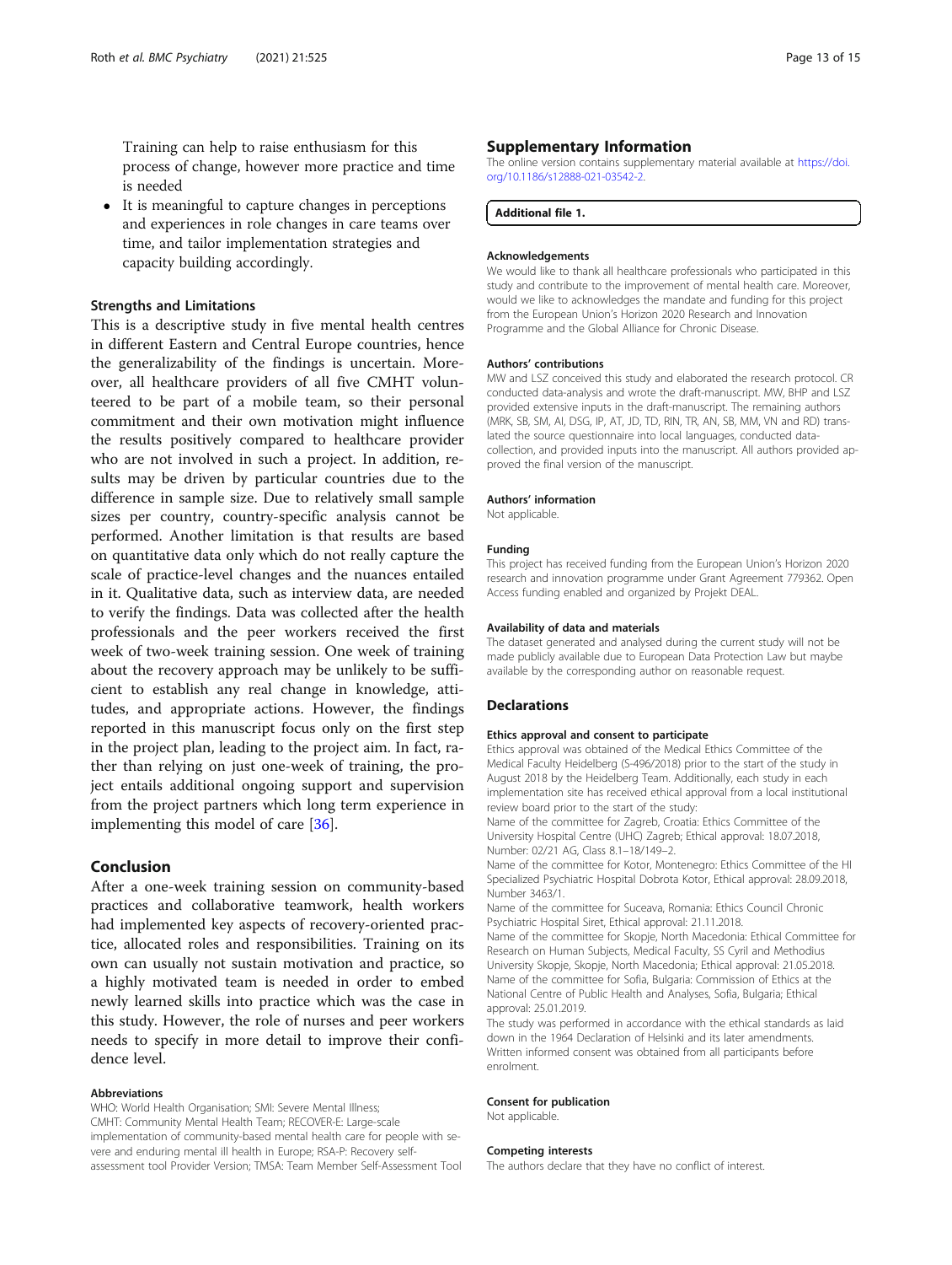Training can help to raise enthusiasm for this process of change, however more practice and time is needed

- It is meaningful to capture changes in perceptions and experiences in role changes in care teams over time, and tailor implementation strategies and capacity building accordingly.

### Strengths and Limitations

This is a descriptive study in five mental health centres in different Eastern and Central Europe countries, hence the generalizability of the findings is uncertain. Moreover, all healthcare providers of all five CMHT volunteered to be part of a mobile team, so their personal commitment and their own motivation might influence the results positively compared to healthcare provider who are not involved in such a project. In addition, results may be driven by particular countries due to the difference in sample size. Due to relatively small sample sizes per country, country-specific analysis cannot be performed. Another limitation is that results are based on quantitative data only which do not really capture the scale of practice-level changes and the nuances entailed in it. Qualitative data, such as interview data, are needed to verify the findings. Data was collected after the health professionals and the peer workers received the first week of two-week training session. One week of training about the recovery approach may be unlikely to be sufficient to establish any real change in knowledge, attitudes, and appropriate actions. However, the findings reported in this manuscript focus only on the first step in the project plan, leading to the project aim. In fact, rather than relying on just one-week of training, the project entails additional ongoing support and supervision from the project partners which long term experience in implementing this model of care [36].

## Conclusion

After a one-week training session on community-based practices and collaborative teamwork, health workers had implemented key aspects of recovery-oriented practice, allocated roles and responsibilities. Training on its own can usually not sustain motivation and practice, so a highly motivated team is needed in order to embed newly learned skills into practice which was the case in this study. However, the role of nurses and peer workers needs to specify in more detail to improve their confidence level.

### Abbreviations

WHO: World Health Organisation; SMI: Severe Mental Illness; CMHT: Community Mental Health Team; RECOVER-E: Large-scale implementation of community-based mental health care for people with severe and enduring mental ill health in Europe; RSA-P: Recovery self-assessment tool Provider Version; TMSA: Team Member Self-Assessment Tool

## Supplementary Information

The online version contains supplementary material available at https://doi.org/10.1186/s12888-021-03542-2.

**Additional file 1.**

### Acknowledgements

We would like to thank all healthcare professionals who participated in this study and contribute to the improvement of mental health care. Moreover, would we like to acknowledges the mandate and funding for this project from the European Union's Horizon 2020 Research and Innovation Programme and the Global Alliance for Chronic Disease.

### Authors' contributions

MW and LSZ conceived this study and elaborated the research protocol. CR conducted data-analysis and wrote the draft-manuscript. MW, BHP and LSZ provided extensive inputs in the draft-manuscript. The remaining authors (MRK, SB, SM, AI, DSG, IP, AT, JD, TD, RIN, TR, AN, SB, MM, VN and RD) translated the source questionnaire into local languages, conducted data-collection, and provided inputs into the manuscript. All authors provided approved the final version of the manuscript.

### Authors' information

Not applicable.

### Funding

This project has received funding from the European Union's Horizon 2020 research and innovation programme under Grant Agreement 779362. Open Access funding enabled and organized by Projekt DEAL.

### Availability of data and materials

The dataset generated and analysed during the current study will not be made publicly available due to European Data Protection Law but maybe available by the corresponding author on reasonable request.

## Declarations

### Ethics approval and consent to participate

Ethics approval was obtained of the Medical Ethics Committee of the Medical Faculty Heidelberg (S-496/2018) prior to the start of the study in August 2018 by the Heidelberg Team. Additionally, each study in each implementation site has received ethical approval from a local institutional review board prior to the start of the study:

Name of the committee for Zagreb, Croatia: Ethics Committee of the University Hospital Centre (UHC) Zagreb; Ethical approval: 18.07.2018, Number: 02/21 AG, Class 8.1–18/149–2.

Name of the committee for Kotor, Montenegro: Ethics Committee of the HI Specialized Psychiatric Hospital Dobrota Kotor, Ethical approval: 28.09.2018, Number 3463/1.

Name of the committee for Suceava, Romania: Ethics Council Chronic Psychiatric Hospital Siret, Ethical approval: 21.11.2018.

Name of the committee for Skopje, North Macedonia: Ethical Committee for Research on Human Subjects, Medical Faculty, SS Cyril and Methodius University Skopje, Skopje, North Macedonia; Ethical approval: 21.05.2018.

Name of the committee for Sofia, Bulgaria: Commission of Ethics at the National Centre of Public Health and Analyses, Sofia, Bulgaria; Ethical approval: 25.01.2019.

The study was performed in accordance with the ethical standards as laid down in the 1964 Declaration of Helsinki and its later amendments. Written informed consent was obtained from all participants before enrolment.

### Consent for publication

Not applicable.

### Competing interests

The authors declare that they have no conflict of interest.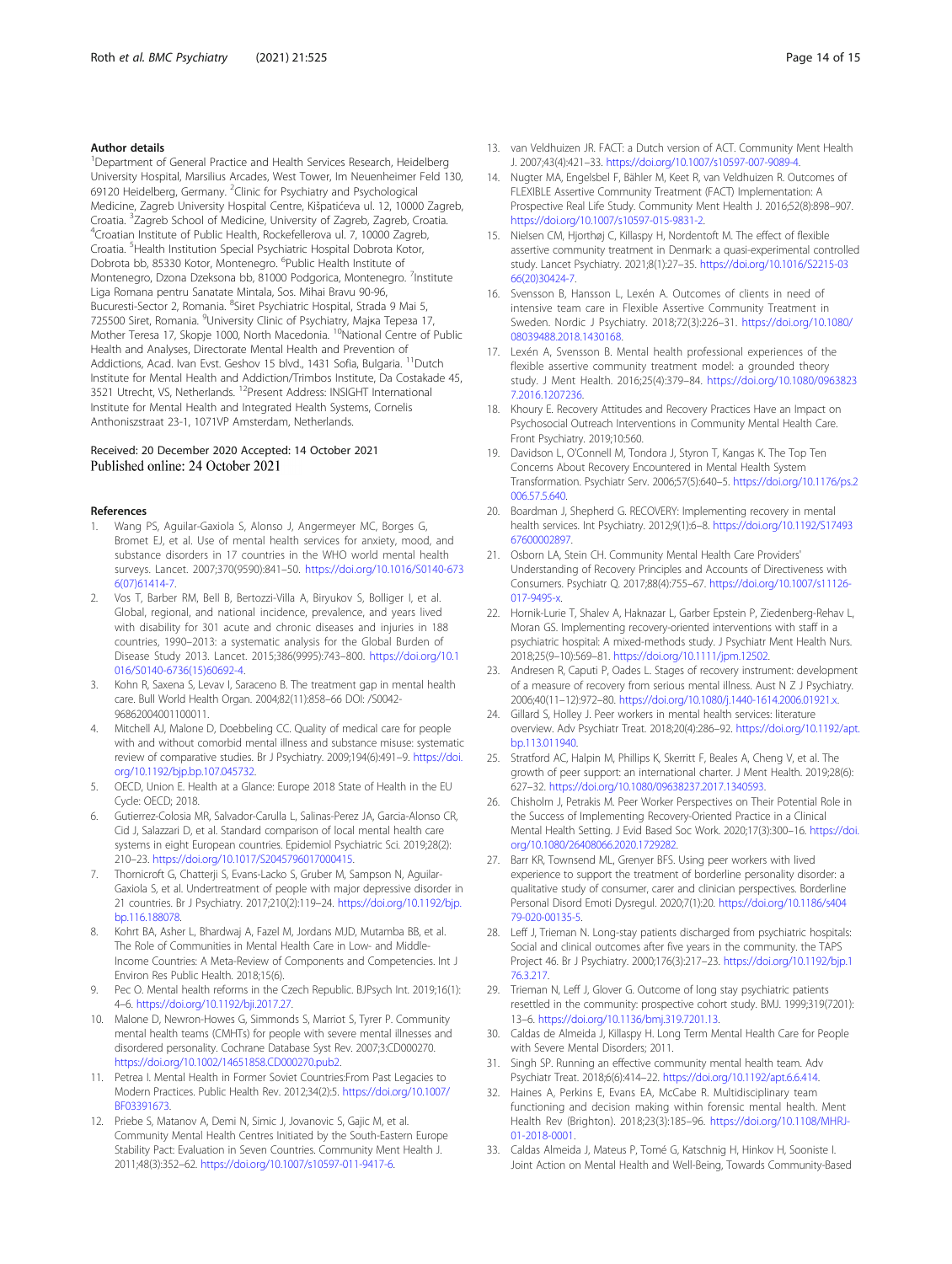## Author details

[1]Department of General Practice and Health Services Research, Heidelberg University Hospital, Marsilius Arcades, West Tower, Im Neuenheimer Feld 130, 69120 Heidelberg, Germany. [2]Clinic for Psychiatry and Psychological Medicine, Zagreb University Hospital Centre, Kišpatićeva ul. 12, 10000 Zagreb, Croatia. [3]Zagreb School of Medicine, University of Zagreb, Zagreb, Croatia. [4]Croatian Institute of Public Health, Rockefellerova ul. 7, 10000 Zagreb, Croatia. [5]Health Institution Special Psychiatric Hospital Dobrota Kotor, Dobrota bb, 85330 Kotor, Montenegro. [6]Public Health Institute of Montenegro, Dzona Dzeksona bb, 81000 Podgorica, Montenegro. [7]Institute Liga Romana pentru Sanatate Mintala, Sos. Mihai Bravu 90-96, Bucuresti-Sector 2, Romania. [8]Siret Psychiatric Hospital, Strada 9 Mai 5, 725500 Siret, Romania. [9]University Clinic of Psychiatry, Мајка Тереза 17, Mother Teresa 17, Skopje 1000, North Macedonia. [10]National Centre of Public Health and Analyses, Directorate Mental Health and Prevention of Addictions, Acad. Ivan Evst. Geshov 15 blvd., 1431 Sofia, Bulgaria. [11]Dutch Institute for Mental Health and Addiction/Trimbos Institute, Da Costakade 45, 3521 Utrecht, VS, Netherlands. [12]Present Address: INSIGHT International Institute for Mental Health and Integrated Health Systems, Cornelis Anthoniszstraat 23-1, 1071VP Amsterdam, Netherlands.

Received: 20 December 2020 Accepted: 14 October 2021
Published online: 24 October 2021

## References

1. Wang PS, Aguilar-Gaxiola S, Alonso J, Angermeyer MC, Borges G, Bromet EJ, et al. Use of mental health services for anxiety, mood, and substance disorders in 17 countries in the WHO world mental health surveys. Lancet. 2007;370(9590):841–50. https://doi.org/10.1016/S0140-6736(07)61414-7.
2. Vos T, Barber RM, Bell B, Bertozzi-Villa A, Biryukov S, Bolliger I, et al. Global, regional, and national incidence, prevalence, and years lived with disability for 301 acute and chronic diseases and injuries in 188 countries, 1990–2013: a systematic analysis for the Global Burden of Disease Study 2013. Lancet. 2015;386(9995):743–800. https://doi.org/10.1016/S0140-6736(15)60692-4.
3. Kohn R, Saxena S, Levav I, Saraceno B. The treatment gap in mental health care. Bull World Health Organ. 2004;82(11):858–66 DOI: /S0042-96862004001100011.
4. Mitchell AJ, Malone D, Doebbeling CC. Quality of medical care for people with and without comorbid mental illness and substance misuse: systematic review of comparative studies. Br J Psychiatry. 2009;194(6):491–9. https://doi.org/10.1192/bjp.bp.107.045732.
5. OECD, Union E. Health at a Glance: Europe 2018 State of Health in the EU Cycle: OECD; 2018.
6. Gutierrez-Colosia MR, Salvador-Carulla L, Salinas-Perez JA, Garcia-Alonso CR, Cid J, Salazzari D, et al. Standard comparison of local mental health care systems in eight European countries. Epidemiol Psychiatric Sci. 2019;28(2):210–23. https://doi.org/10.1017/S2045796017000415.
7. Thornicroft G, Chatterji S, Evans-Lacko S, Gruber M, Sampson N, Aguilar-Gaxiola S, et al. Undertreatment of people with major depressive disorder in 21 countries. Br J Psychiatry. 2017;210(2):119–24. https://doi.org/10.1192/bjp.bp.116.188078.
8. Kohrt BA, Asher L, Bhardwaj A, Fazel M, Jordans MJD, Mutamba BB, et al. The Role of Communities in Mental Health Care in Low- and Middle-Income Countries: A Meta-Review of Components and Competencies. Int J Environ Res Public Health. 2018;15(6).
9. Pec O. Mental health reforms in the Czech Republic. BJPsych Int. 2019;16(1):4–6. https://doi.org/10.1192/bji.2017.27.
10. Malone D, Newron-Howes G, Simmonds S, Marriot S, Tyrer P. Community mental health teams (CMHTs) for people with severe mental illnesses and disordered personality. Cochrane Database Syst Rev. 2007;3:CD000270. https://doi.org/10.1002/14651858.CD000270.pub2.
11. Petrea I. Mental Health in Former Soviet Countries:From Past Legacies to Modern Practices. Public Health Rev. 2012;34(2):5. https://doi.org/10.1007/BF03391673.
12. Priebe S, Matanov A, Demi N, Simic J, Jovanovic S, Gajic M, et al. Community Mental Health Centres Initiated by the South-Eastern Europe Stability Pact: Evaluation in Seven Countries. Community Ment Health J. 2011;48(3):352–62. https://doi.org/10.1007/s10597-011-9417-6.
13. van Veldhuizen JR. FACT: a Dutch version of ACT. Community Ment Health J. 2007;43(4):421–33. https://doi.org/10.1007/s10597-007-9089-4.
14. Nugter MA, Engelsbel F, Bähler M, Keet R, van Veldhuizen R. Outcomes of FLEXIBLE Assertive Community Treatment (FACT) Implementation: A Prospective Real Life Study. Community Ment Health J. 2016;52(8):898–907. https://doi.org/10.1007/s10597-015-9831-2.
15. Nielsen CM, Hjorthøj C, Killaspy H, Nordentoft M. The effect of flexible assertive community treatment in Denmark: a quasi-experimental controlled study. Lancet Psychiatry. 2021;8(1):27–35. https://doi.org/10.1016/S2215-0366(20)30424-7.
16. Svensson B, Hansson L, Lexén A. Outcomes of clients in need of intensive team care in Flexible Assertive Community Treatment in Sweden. Nordic J Psychiatry. 2018;72(3):226–31. https://doi.org/10.1080/08039488.2018.1430168.
17. Lexén A, Svensson B. Mental health professional experiences of the flexible assertive community treatment model: a grounded theory study. J Ment Health. 2016;25(4):379–84. https://doi.org/10.1080/09638237.2016.1207236.
18. Khoury E. Recovery Attitudes and Recovery Practices Have an Impact on Psychosocial Outreach Interventions in Community Mental Health Care. Front Psychiatry. 2019;10:560.
19. Davidson L, O'Connell M, Tondora J, Styron T, Kangas K. The Top Ten Concerns About Recovery Encountered in Mental Health System Transformation. Psychiatr Serv. 2006;57(5):640–5. https://doi.org/10.1176/ps.2006.57.5.640.
20. Boardman J, Shepherd G. RECOVERY: Implementing recovery in mental health services. Int Psychiatry. 2012;9(1):6–8. https://doi.org/10.1192/S1749367600002897.
21. Osborn LA, Stein CH. Community Mental Health Care Providers' Understanding of Recovery Principles and Accounts of Directiveness with Consumers. Psychiatr Q. 2017;88(4):755–67. https://doi.org/10.1007/s11126-017-9495-x.
22. Hornik-Lurie T, Shalev A, Haknazar L, Garber Epstein P, Ziedenberg-Rehav L, Moran GS. Implementing recovery-oriented interventions with staff in a psychiatric hospital: A mixed-methods study. J Psychiatr Ment Health Nurs. 2018;25(9–10):569–81. https://doi.org/10.1111/jpm.12502.
23. Andresen R, Caputi P, Oades L. Stages of recovery instrument: development of a measure of recovery from serious mental illness. Aust N Z J Psychiatry. 2006;40(11–12):972–80. https://doi.org/10.1080/j.1440-1614.2006.01921.x.
24. Gillard S, Holley J. Peer workers in mental health services: literature overview. Adv Psychiatr Treat. 2018;20(4):286–92. https://doi.org/10.1192/apt.bp.113.011940.
25. Stratford AC, Halpin M, Phillips K, Skerritt F, Beales A, Cheng V, et al. The growth of peer support: an international charter. J Ment Health. 2019;28(6):627–32. https://doi.org/10.1080/09638237.2017.1340593.
26. Chisholm J, Petrakis M. Peer Worker Perspectives on Their Potential Role in the Success of Implementing Recovery-Oriented Practice in a Clinical Mental Health Setting. J Evid Based Soc Work. 2020;17(3):300–16. https://doi.org/10.1080/26408066.2020.1729282.
27. Barr KR, Townsend ML, Grenyer BFS. Using peer workers with lived experience to support the treatment of borderline personality disorder: a qualitative study of consumer, carer and clinician perspectives. Borderline Personal Disord Emoti Dysregul. 2020;7(1):20. https://doi.org/10.1186/s40479-020-00135-5.
28. Leff J, Trieman N. Long-stay patients discharged from psychiatric hospitals: Social and clinical outcomes after five years in the community. the TAPS Project 46. Br J Psychiatry. 2000;176(3):217–23. https://doi.org/10.1192/bjp.176.3.217.
29. Trieman N, Leff J, Glover G. Outcome of long stay psychiatric patients resettled in the community: prospective cohort study. BMJ. 1999;319(7201):13–6. https://doi.org/10.1136/bmj.319.7201.13.
30. Caldas de Almeida J, Killaspy H. Long Term Mental Health Care for People with Severe Mental Disorders; 2011.
31. Singh SP. Running an effective community mental health team. Adv Psychiatr Treat. 2018;6(6):414–22. https://doi.org/10.1192/apt.6.6.414.
32. Haines A, Perkins E, Evans EA, McCabe R. Multidisciplinary team functioning and decision making within forensic mental health. Ment Health Rev (Brighton). 2018;23(3):185–96. https://doi.org/10.1108/MHRJ-01-2018-0001.
33. Caldas Almeida J, Mateus P, Tomé G, Katschnig H, Hinkov H, Sooniste I. Joint Action on Mental Health and Well-Being, Towards Community-Based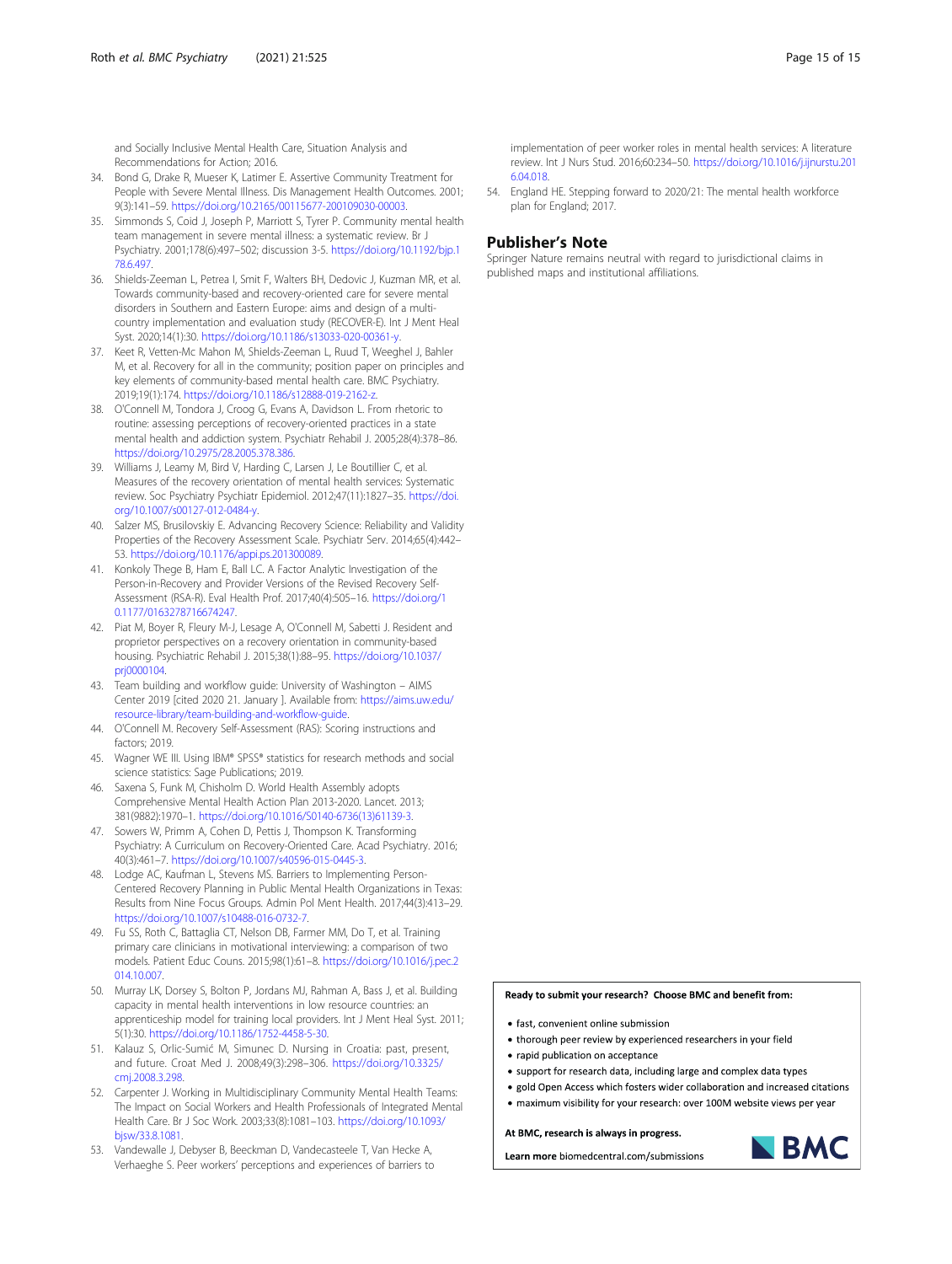and Socially Inclusive Mental Health Care, Situation Analysis and Recommendations for Action; 2016.

34. Bond G, Drake R, Mueser K, Latimer E. Assertive Community Treatment for People with Severe Mental Illness. Dis Management Health Outcomes. 2001; 9(3):141–59. https://doi.org/10.2165/00115677-200109030-00003.
35. Simmonds S, Coid J, Joseph P, Marriott S, Tyrer P. Community mental health team management in severe mental illness: a systematic review. Br J Psychiatry. 2001;178(6):497–502; discussion 3-5. https://doi.org/10.1192/bjp.178.6.497.
36. Shields-Zeeman L, Petrea I, Smit F, Walters BH, Dedovic J, Kuzman MR, et al. Towards community-based and recovery-oriented care for severe mental disorders in Southern and Eastern Europe: aims and design of a multi-country implementation and evaluation study (RECOVER-E). Int J Ment Heal Syst. 2020;14(1):30. https://doi.org/10.1186/s13033-020-00361-y.
37. Keet R, Vetten-Mc Mahon M, Shields-Zeeman L, Ruud T, Weeghel J, Bahler M, et al. Recovery for all in the community; position paper on principles and key elements of community-based mental health care. BMC Psychiatry. 2019;19(1):174. https://doi.org/10.1186/s12888-019-2162-z.
38. O'Connell M, Tondora J, Croog G, Evans A, Davidson L. From rhetoric to routine: assessing perceptions of recovery-oriented practices in a state mental health and addiction system. Psychiatr Rehabil J. 2005;28(4):378–86. https://doi.org/10.2975/28.2005.378.386.
39. Williams J, Leamy M, Bird V, Harding C, Larsen J, Le Boutillier C, et al. Measures of the recovery orientation of mental health services: Systematic review. Soc Psychiatry Psychiatr Epidemiol. 2012;47(11):1827–35. https://doi.org/10.1007/s00127-012-0484-y.
40. Salzer MS, Brusilovskiy E. Advancing Recovery Science: Reliability and Validity Properties of the Recovery Assessment Scale. Psychiatr Serv. 2014;65(4):442–53. https://doi.org/10.1176/appi.ps.201300089.
41. Konkoly Thege B, Ham E, Ball LC. A Factor Analytic Investigation of the Person-in-Recovery and Provider Versions of the Revised Recovery Self-Assessment (RSA-R). Eval Health Prof. 2017;40(4):505–16. https://doi.org/10.1177/0163278716674247.
42. Piat M, Boyer R, Fleury M-J, Lesage A, O'Connell M, Sabetti J. Resident and proprietor perspectives on a recovery orientation in community-based housing. Psychiatric Rehabil J. 2015;38(1):88–95. https://doi.org/10.1037/prj0000104.
43. Team building and workflow guide: University of Washington – AIMS Center 2019 [cited 2020 21. January ]. Available from: https://aims.uw.edu/resource-library/team-building-and-workflow-guide.
44. O'Connell M. Recovery Self-Assessment (RAS): Scoring instructions and factors; 2019.
45. Wagner WE III. Using IBM® SPSS® statistics for research methods and social science statistics: Sage Publications; 2019.
46. Saxena S, Funk M, Chisholm D. World Health Assembly adopts Comprehensive Mental Health Action Plan 2013-2020. Lancet. 2013; 381(9882):1970–1. https://doi.org/10.1016/S0140-6736(13)61139-3.
47. Sowers W, Primm A, Cohen D, Pettis J, Thompson K. Transforming Psychiatry: A Curriculum on Recovery-Oriented Care. Acad Psychiatry. 2016; 40(3):461–7. https://doi.org/10.1007/s40596-015-0445-3.
48. Lodge AC, Kaufman L, Stevens MS. Barriers to Implementing Person-Centered Recovery Planning in Public Mental Health Organizations in Texas: Results from Nine Focus Groups. Admin Pol Ment Health. 2017;44(3):413–29. https://doi.org/10.1007/s10488-016-0732-7.
49. Fu SS, Roth C, Battaglia CT, Nelson DB, Farmer MM, Do T, et al. Training primary care clinicians in motivational interviewing: a comparison of two models. Patient Educ Couns. 2015;98(1):61–8. https://doi.org/10.1016/j.pec.2014.10.007.
50. Murray LK, Dorsey S, Bolton P, Jordans MJ, Rahman A, Bass J, et al. Building capacity in mental health interventions in low resource countries: an apprenticeship model for training local providers. Int J Ment Heal Syst. 2011; 5(1):30. https://doi.org/10.1186/1752-4458-5-30.
51. Kalauz S, Orlic-Sumić M, Simunec D. Nursing in Croatia: past, present, and future. Croat Med J. 2008;49(3):298–306. https://doi.org/10.3325/cmj.2008.3.298.
52. Carpenter J. Working in Multidisciplinary Community Mental Health Teams: The Impact on Social Workers and Health Professionals of Integrated Mental Health Care. Br J Soc Work. 2003;33(8):1081–103. https://doi.org/10.1093/bjsw/33.8.1081.
53. Vandewalle J, Debyser B, Beeckman D, Vandecasteele T, Van Hecke A, Verhaeghe S. Peer workers' perceptions and experiences of barriers to implementation of peer worker roles in mental health services: A literature review. Int J Nurs Stud. 2016;60:234–50. https://doi.org/10.1016/j.ijnurstu.2016.04.018.
54. England HE. Stepping forward to 2020/21: The mental health workforce plan for England; 2017.

## Publisher's Note

Springer Nature remains neutral with regard to jurisdictional claims in published maps and institutional affiliations.

**Ready to submit your research? Choose BMC and benefit from:**

- fast, convenient online submission
- thorough peer review by experienced researchers in your field
- rapid publication on acceptance
- support for research data, including large and complex data types
- gold Open Access which fosters wider collaboration and increased citations
- maximum visibility for your research: over 100M website views per year

**At BMC, research is always in progress.**

**Learn more** biomedcentral.com/submissions

BMC